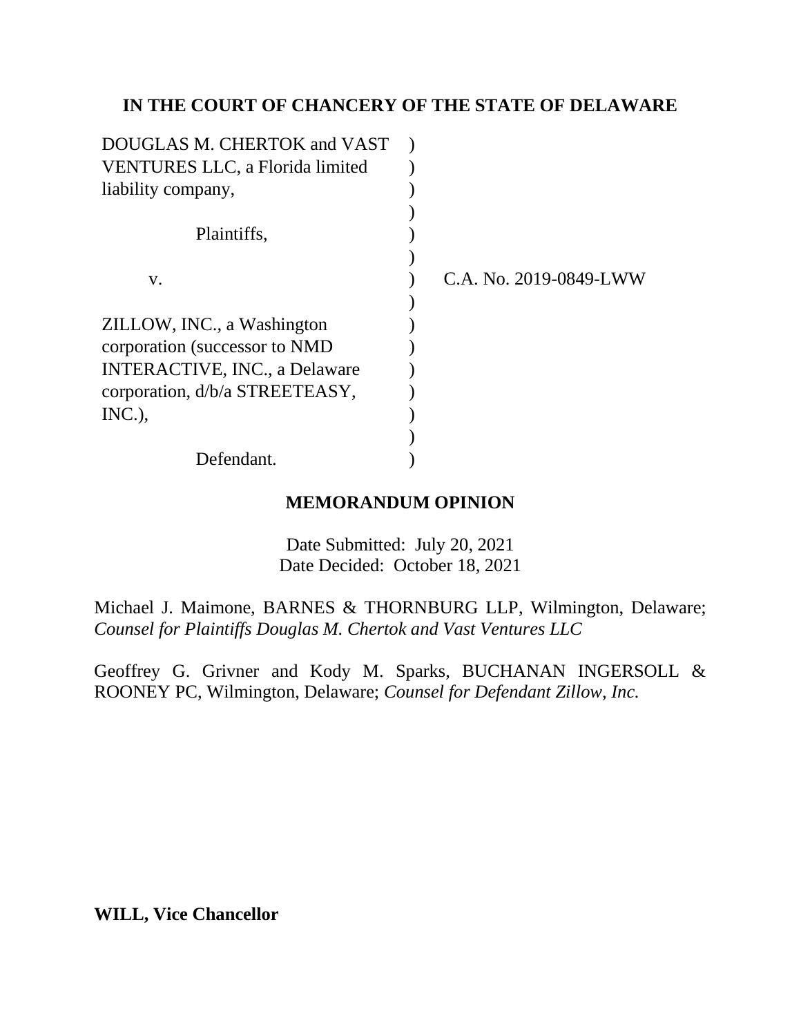**IN THE COURT OF CHANCERY OF THE STATE OF DELAWARE**

| | | |
|---|---|---|
| DOUGLAS M. CHERTOK and VAST VENTURES LLC, a Florida limited liability company, | ) | |
| Plaintiffs, | ) | |
| v. | ) | C.A. No. 2019-0849-LWW |
| ZILLOW, INC., a Washington corporation (successor to NMD INTERACTIVE, INC., a Delaware corporation, d/b/a STREETEASY, INC.), | ) | |
| Defendant. | ) | |

**MEMORANDUM OPINION**

Date Submitted: July 20, 2021
Date Decided: October 18, 2021

Michael J. Maimone, BARNES & THORNBURG LLP, Wilmington, Delaware; *Counsel for Plaintiffs Douglas M. Chertok and Vast Ventures LLC*

Geoffrey G. Grivner and Kody M. Sparks, BUCHANAN INGERSOLL & ROONEY PC, Wilmington, Delaware; *Counsel for Defendant Zillow, Inc.*

**WILL, Vice Chancellor**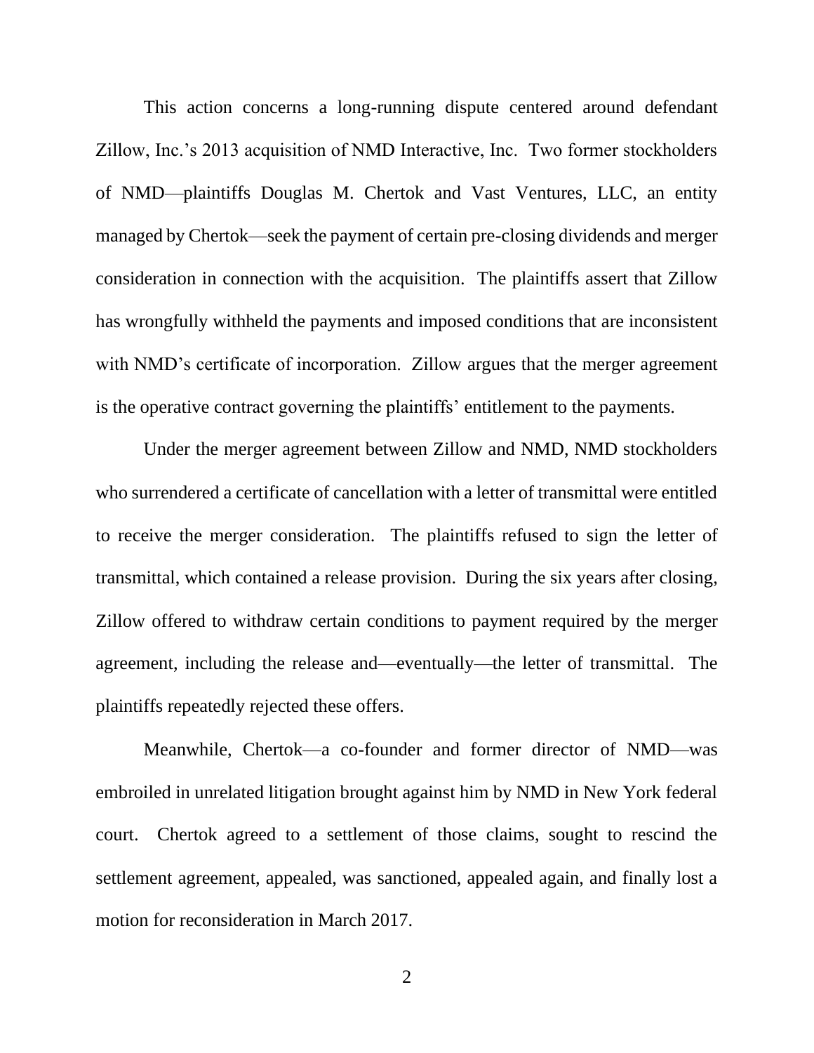This action concerns a long-running dispute centered around defendant Zillow, Inc.'s 2013 acquisition of NMD Interactive, Inc. Two former stockholders of NMD—plaintiffs Douglas M. Chertok and Vast Ventures, LLC, an entity managed by Chertok—seek the payment of certain pre-closing dividends and merger consideration in connection with the acquisition. The plaintiffs assert that Zillow has wrongfully withheld the payments and imposed conditions that are inconsistent with NMD's certificate of incorporation. Zillow argues that the merger agreement is the operative contract governing the plaintiffs' entitlement to the payments.

Under the merger agreement between Zillow and NMD, NMD stockholders who surrendered a certificate of cancellation with a letter of transmittal were entitled to receive the merger consideration. The plaintiffs refused to sign the letter of transmittal, which contained a release provision. During the six years after closing, Zillow offered to withdraw certain conditions to payment required by the merger agreement, including the release and—eventually—the letter of transmittal. The plaintiffs repeatedly rejected these offers.

Meanwhile, Chertok—a co-founder and former director of NMD—was embroiled in unrelated litigation brought against him by NMD in New York federal court. Chertok agreed to a settlement of those claims, sought to rescind the settlement agreement, appealed, was sanctioned, appealed again, and finally lost a motion for reconsideration in March 2017.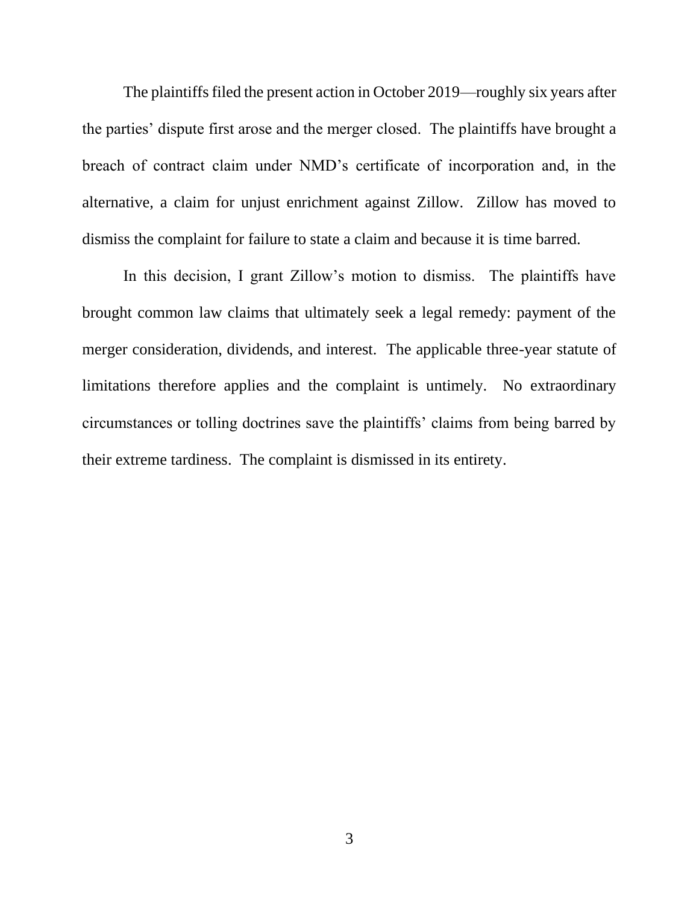The plaintiffs filed the present action in October 2019—roughly six years after the parties' dispute first arose and the merger closed. The plaintiffs have brought a breach of contract claim under NMD's certificate of incorporation and, in the alternative, a claim for unjust enrichment against Zillow. Zillow has moved to dismiss the complaint for failure to state a claim and because it is time barred.

In this decision, I grant Zillow's motion to dismiss. The plaintiffs have brought common law claims that ultimately seek a legal remedy: payment of the merger consideration, dividends, and interest. The applicable three-year statute of limitations therefore applies and the complaint is untimely. No extraordinary circumstances or tolling doctrines save the plaintiffs' claims from being barred by their extreme tardiness. The complaint is dismissed in its entirety.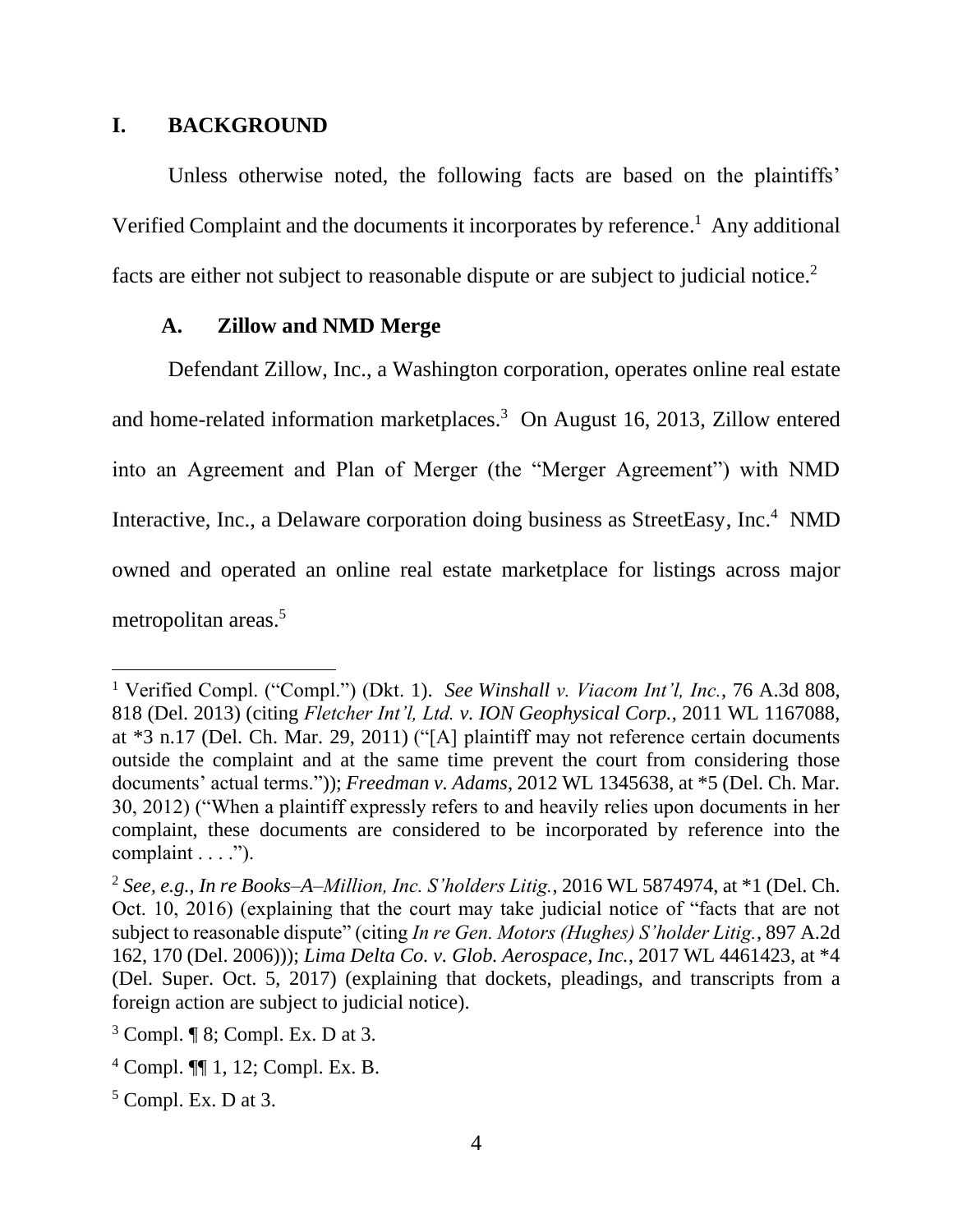# I. BACKGROUND

Unless otherwise noted, the following facts are based on the plaintiffs' Verified Complaint and the documents it incorporates by reference.[1] Any additional facts are either not subject to reasonable dispute or are subject to judicial notice.[2]

## A. Zillow and NMD Merge

Defendant Zillow, Inc., a Washington corporation, operates online real estate and home-related information marketplaces.[3] On August 16, 2013, Zillow entered into an Agreement and Plan of Merger (the "Merger Agreement") with NMD Interactive, Inc., a Delaware corporation doing business as StreetEasy, Inc.[4] NMD owned and operated an online real estate marketplace for listings across major metropolitan areas.[5]

---

[1] Verified Compl. ("Compl.") (Dkt. 1). *See Winshall v. Viacom Int'l, Inc.*, 76 A.3d 808, 818 (Del. 2013) (citing *Fletcher Int'l, Ltd. v. ION Geophysical Corp.*, 2011 WL 1167088, at *3 n.17 (Del. Ch. Mar. 29, 2011) ("[A] plaintiff may not reference certain documents outside the complaint and at the same time prevent the court from considering those documents' actual terms.")); *Freedman v. Adams*, 2012 WL 1345638, at *5 (Del. Ch. Mar. 30, 2012) ("When a plaintiff expressly refers to and heavily relies upon documents in her complaint, these documents are considered to be incorporated by reference into the complaint . . . .").

[2] *See, e.g.*, *In re Books–A–Million, Inc. S'holders Litig.*, 2016 WL 5874974, at *1 (Del. Ch. Oct. 10, 2016) (explaining that the court may take judicial notice of "facts that are not subject to reasonable dispute" (citing *In re Gen. Motors (Hughes) S'holder Litig.*, 897 A.2d 162, 170 (Del. 2006))); *Lima Delta Co. v. Glob. Aerospace, Inc.*, 2017 WL 4461423, at *4 (Del. Super. Oct. 5, 2017) (explaining that dockets, pleadings, and transcripts from a foreign action are subject to judicial notice).

[3] Compl. ¶ 8; Compl. Ex. D at 3.

[4] Compl. ¶¶ 1, 12; Compl. Ex. B.

[5] Compl. Ex. D at 3.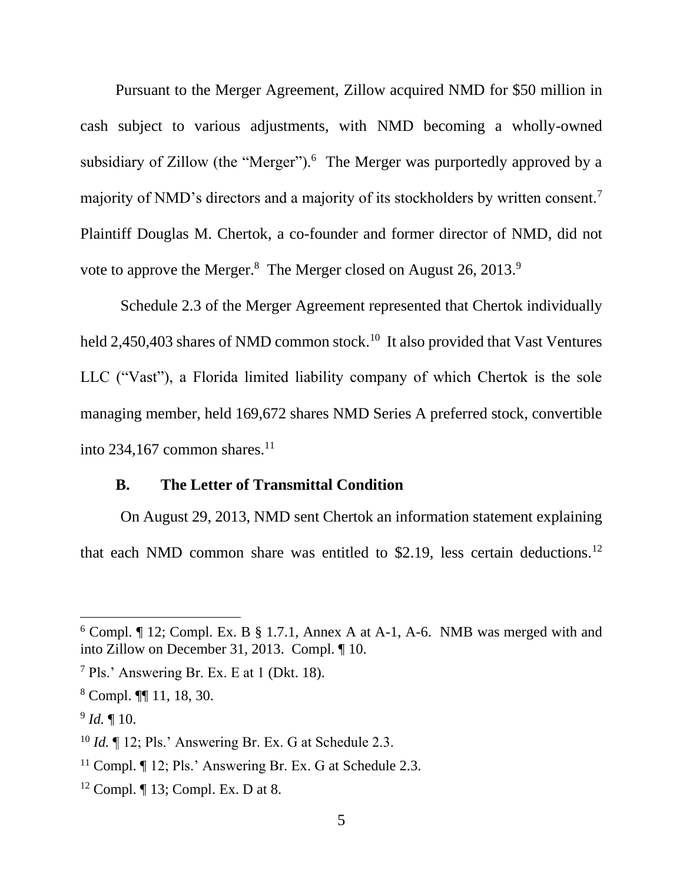Pursuant to the Merger Agreement, Zillow acquired NMD for $50 million in cash subject to various adjustments, with NMD becoming a wholly-owned subsidiary of Zillow (the "Merger").[6] The Merger was purportedly approved by a majority of NMD's directors and a majority of its stockholders by written consent.[7] Plaintiff Douglas M. Chertok, a co-founder and former director of NMD, did not vote to approve the Merger.[8] The Merger closed on August 26, 2013.[9]

Schedule 2.3 of the Merger Agreement represented that Chertok individually held 2,450,403 shares of NMD common stock.[10] It also provided that Vast Ventures LLC ("Vast"), a Florida limited liability company of which Chertok is the sole managing member, held 169,672 shares NMD Series A preferred stock, convertible into 234,167 common shares.[11]

### B. The Letter of Transmittal Condition

On August 29, 2013, NMD sent Chertok an information statement explaining that each NMD common share was entitled to $2.19, less certain deductions.[12]

---

[6] Compl. ¶ 12; Compl. Ex. B § 1.7.1, Annex A at A-1, A-6. NMB was merged with and into Zillow on December 31, 2013. Compl. ¶ 10.

[7] Pls.' Answering Br. Ex. E at 1 (Dkt. 18).

[8] Compl. ¶¶ 11, 18, 30.

[9] *Id.* ¶ 10.

[10] *Id.* ¶ 12; Pls.' Answering Br. Ex. G at Schedule 2.3.

[11] Compl. ¶ 12; Pls.' Answering Br. Ex. G at Schedule 2.3.

[12] Compl. ¶ 13; Compl. Ex. D at 8.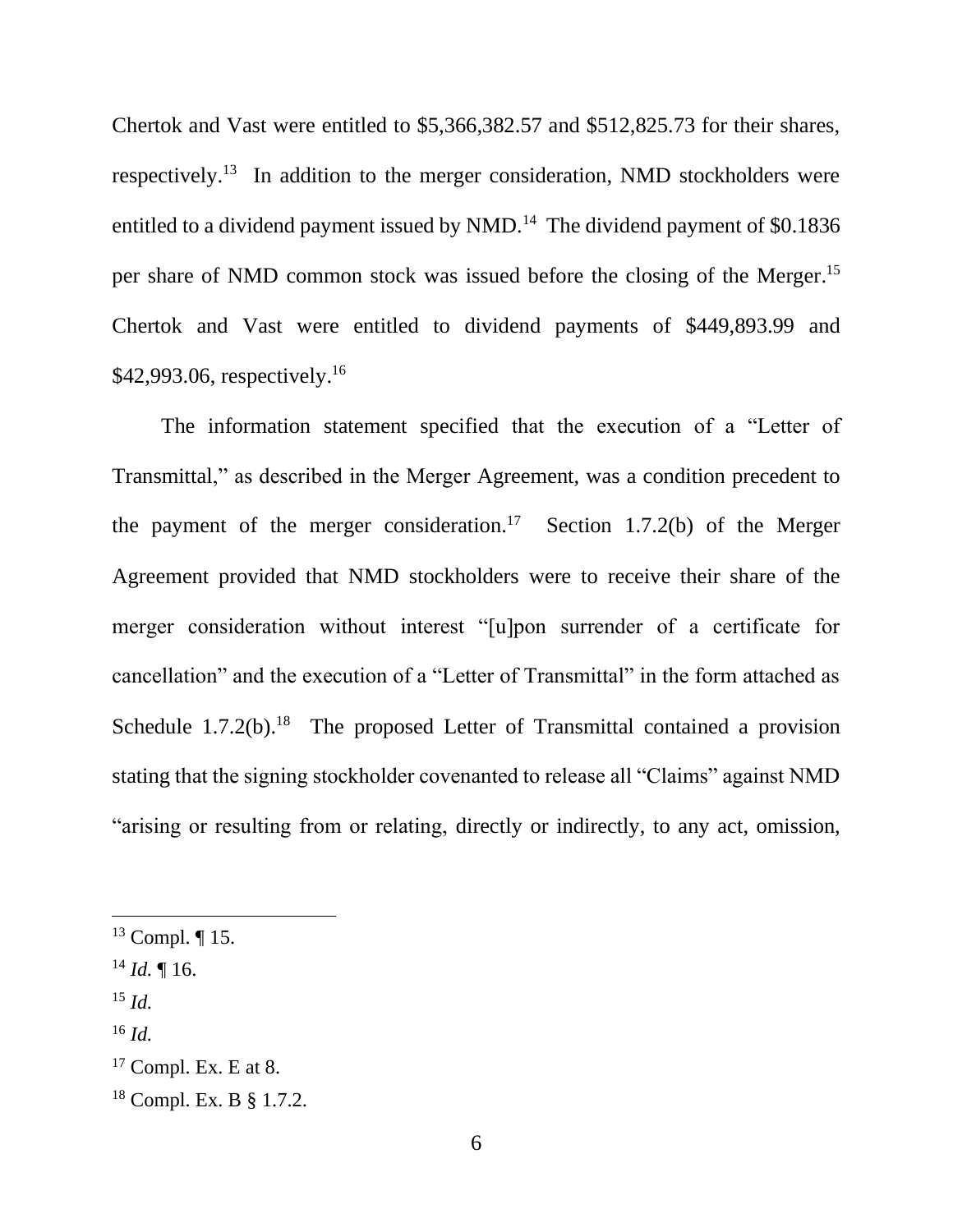Chertok and Vast were entitled to $5,366,382.57 and $512,825.73 for their shares, respectively.[13] In addition to the merger consideration, NMD stockholders were entitled to a dividend payment issued by NMD.[14] The dividend payment of $0.1836 per share of NMD common stock was issued before the closing of the Merger.[15] Chertok and Vast were entitled to dividend payments of $449,893.99 and $42,993.06, respectively.[16]

The information statement specified that the execution of a "Letter of Transmittal," as described in the Merger Agreement, was a condition precedent to the payment of the merger consideration.[17] Section 1.7.2(b) of the Merger Agreement provided that NMD stockholders were to receive their share of the merger consideration without interest "[u]pon surrender of a certificate for cancellation" and the execution of a "Letter of Transmittal" in the form attached as Schedule 1.7.2(b).[18] The proposed Letter of Transmittal contained a provision stating that the signing stockholder covenanted to release all "Claims" against NMD "arising or resulting from or relating, directly or indirectly, to any act, omission,

---

[13] Compl. ¶ 15.

[14] *Id.* ¶ 16.

[15] *Id.*

[16] *Id.*

[17] Compl. Ex. E at 8.

[18] Compl. Ex. B § 1.7.2.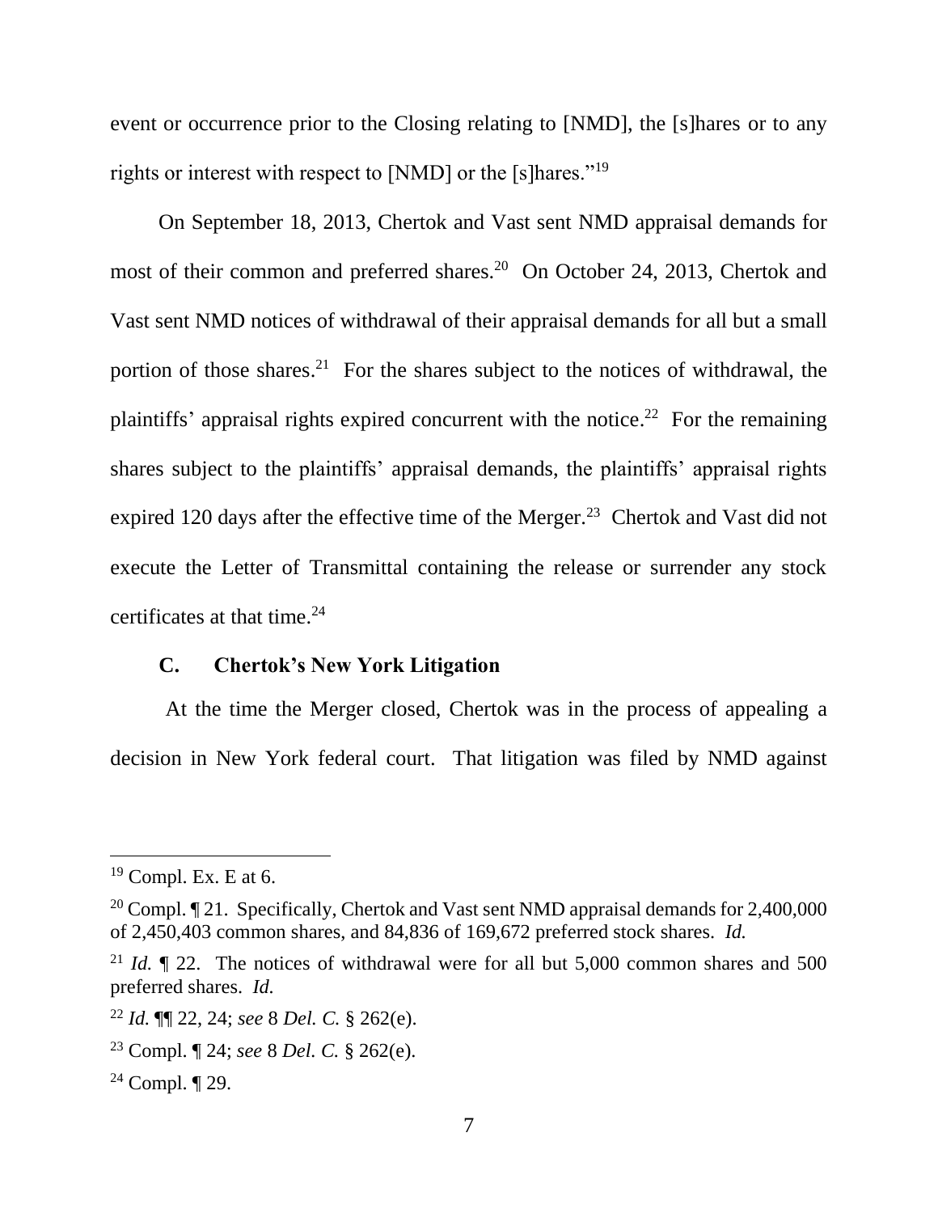event or occurrence prior to the Closing relating to [NMD], the [s]hares or to any rights or interest with respect to [NMD] or the [s]hares."[19]

On September 18, 2013, Chertok and Vast sent NMD appraisal demands for most of their common and preferred shares.[20] On October 24, 2013, Chertok and Vast sent NMD notices of withdrawal of their appraisal demands for all but a small portion of those shares.[21] For the shares subject to the notices of withdrawal, the plaintiffs' appraisal rights expired concurrent with the notice.[22] For the remaining shares subject to the plaintiffs' appraisal demands, the plaintiffs' appraisal rights expired 120 days after the effective time of the Merger.[23] Chertok and Vast did not execute the Letter of Transmittal containing the release or surrender any stock certificates at that time.[24]

### C. Chertok's New York Litigation

At the time the Merger closed, Chertok was in the process of appealing a decision in New York federal court. That litigation was filed by NMD against

---

[19] Compl. Ex. E at 6.

[20] Compl. ¶ 21. Specifically, Chertok and Vast sent NMD appraisal demands for 2,400,000 of 2,450,403 common shares, and 84,836 of 169,672 preferred stock shares. *Id.*

[21] *Id.* ¶ 22. The notices of withdrawal were for all but 5,000 common shares and 500 preferred shares. *Id.*

[22] *Id.* ¶¶ 22, 24; *see* 8 *Del. C.* § 262(e).

[23] Compl. ¶ 24; *see* 8 *Del. C.* § 262(e).

[24] Compl. ¶ 29.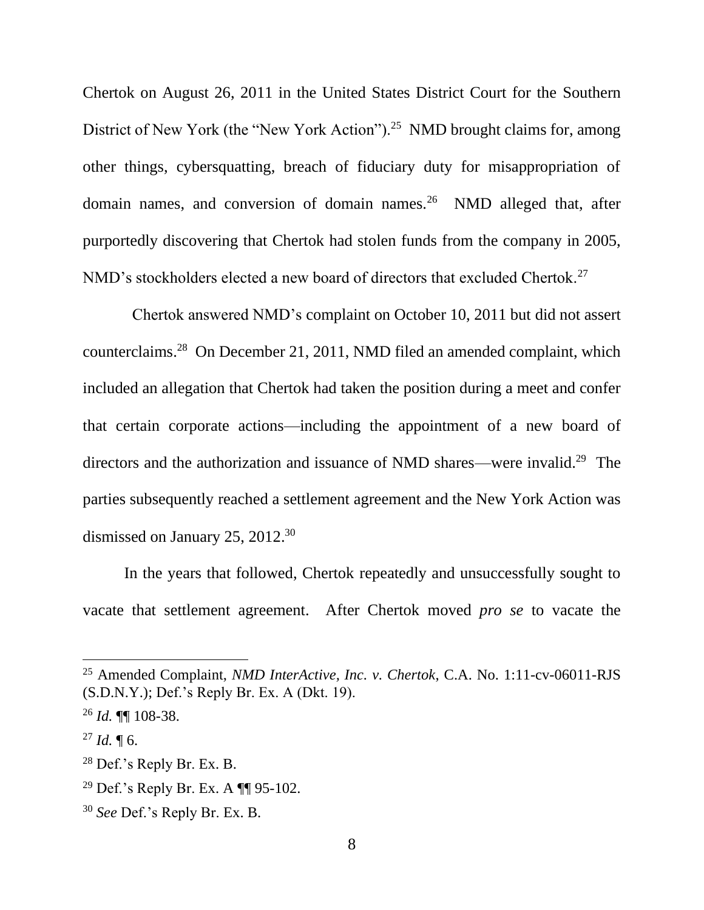Chertok on August 26, 2011 in the United States District Court for the Southern District of New York (the "New York Action").[25] NMD brought claims for, among other things, cybersquatting, breach of fiduciary duty for misappropriation of domain names, and conversion of domain names.[26] NMD alleged that, after purportedly discovering that Chertok had stolen funds from the company in 2005, NMD's stockholders elected a new board of directors that excluded Chertok.[27]

Chertok answered NMD's complaint on October 10, 2011 but did not assert counterclaims.[28] On December 21, 2011, NMD filed an amended complaint, which included an allegation that Chertok had taken the position during a meet and confer that certain corporate actions—including the appointment of a new board of directors and the authorization and issuance of NMD shares—were invalid.[29] The parties subsequently reached a settlement agreement and the New York Action was dismissed on January 25, 2012.[30]

In the years that followed, Chertok repeatedly and unsuccessfully sought to vacate that settlement agreement. After Chertok moved *pro se* to vacate the

---

[25] Amended Complaint, *NMD InterActive, Inc. v. Chertok*, C.A. No. 1:11-cv-06011-RJS (S.D.N.Y.); Def.'s Reply Br. Ex. A (Dkt. 19).

[26] *Id.* ¶¶ 108-38.

[27] *Id.* ¶ 6.

[28] Def.'s Reply Br. Ex. B.

[29] Def.'s Reply Br. Ex. A ¶¶ 95-102.

[30] *See* Def.'s Reply Br. Ex. B.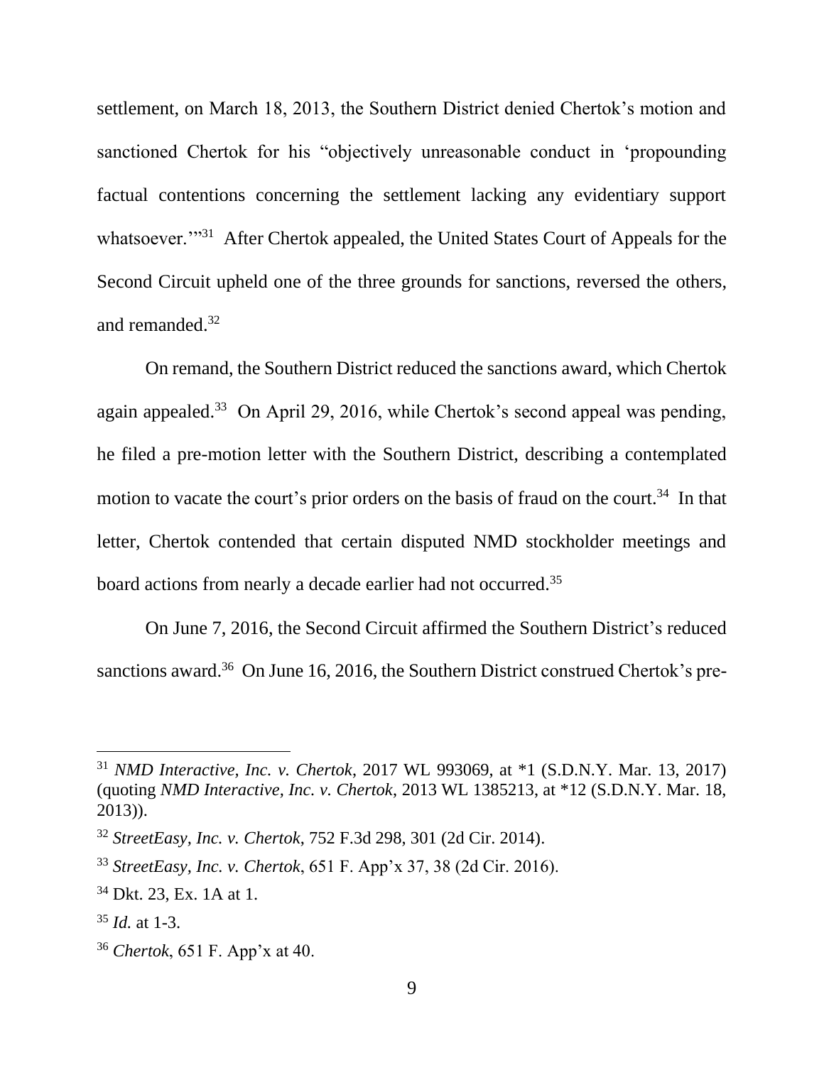settlement, on March 18, 2013, the Southern District denied Chertok's motion and sanctioned Chertok for his "objectively unreasonable conduct in 'propounding factual contentions concerning the settlement lacking any evidentiary support whatsoever.'"[31] After Chertok appealed, the United States Court of Appeals for the Second Circuit upheld one of the three grounds for sanctions, reversed the others, and remanded.[32]

On remand, the Southern District reduced the sanctions award, which Chertok again appealed.[33] On April 29, 2016, while Chertok's second appeal was pending, he filed a pre-motion letter with the Southern District, describing a contemplated motion to vacate the court's prior orders on the basis of fraud on the court.[34] In that letter, Chertok contended that certain disputed NMD stockholder meetings and board actions from nearly a decade earlier had not occurred.[35]

On June 7, 2016, the Second Circuit affirmed the Southern District's reduced sanctions award.[36] On June 16, 2016, the Southern District construed Chertok's pre-

---

[31] *NMD Interactive, Inc. v. Chertok*, 2017 WL 993069, at *1 (S.D.N.Y. Mar. 13, 2017) (quoting *NMD Interactive, Inc. v. Chertok*, 2013 WL 1385213, at *12 (S.D.N.Y. Mar. 18, 2013)).

[32] *StreetEasy, Inc. v. Chertok*, 752 F.3d 298, 301 (2d Cir. 2014).

[33] *StreetEasy, Inc. v. Chertok*, 651 F. App'x 37, 38 (2d Cir. 2016).

[34] Dkt. 23, Ex. 1A at 1.

[35] *Id.* at 1-3.

[36] *Chertok*, 651 F. App'x at 40.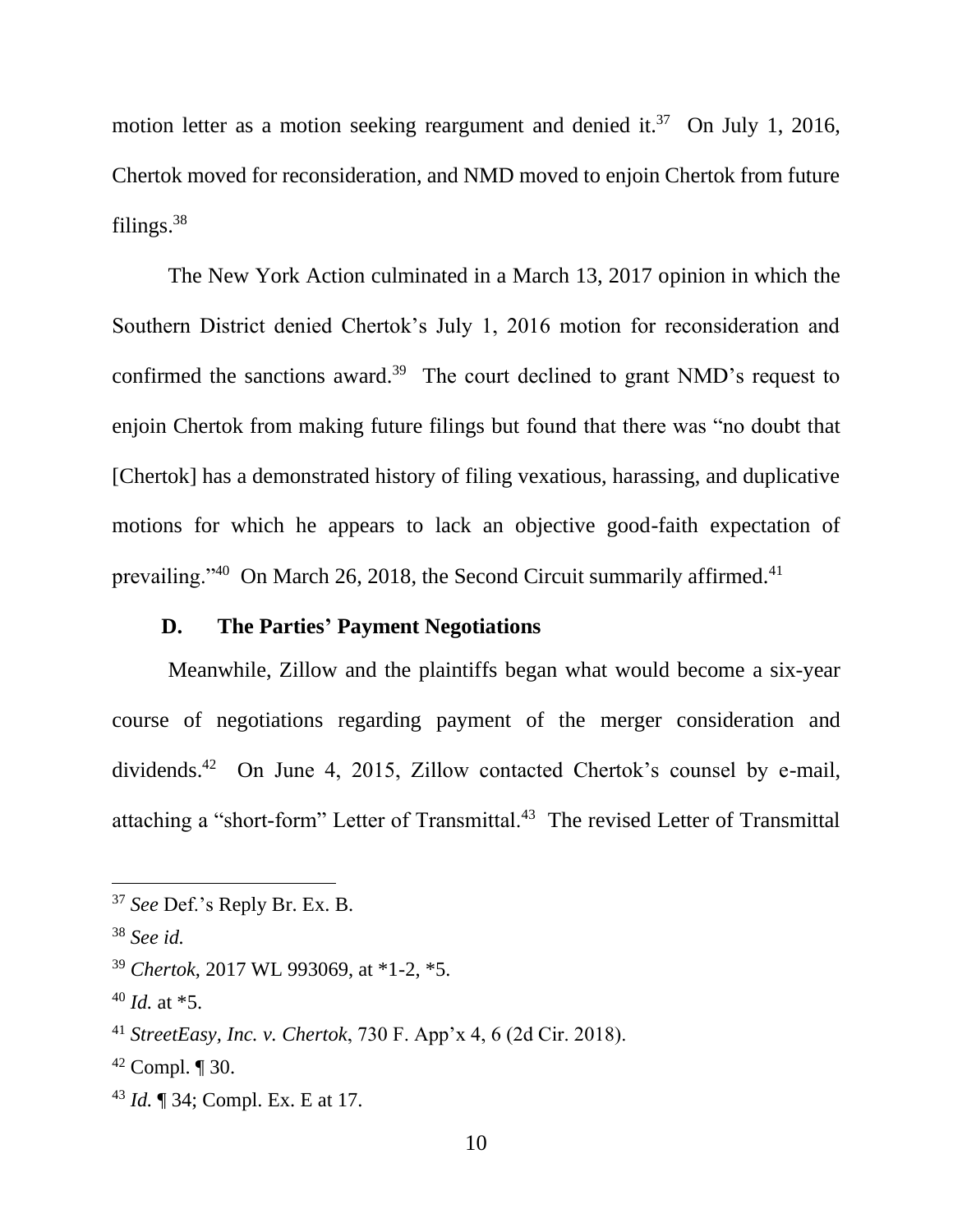motion letter as a motion seeking reargument and denied it.[37] On July 1, 2016, Chertok moved for reconsideration, and NMD moved to enjoin Chertok from future filings.[38]

The New York Action culminated in a March 13, 2017 opinion in which the Southern District denied Chertok's July 1, 2016 motion for reconsideration and confirmed the sanctions award.[39] The court declined to grant NMD's request to enjoin Chertok from making future filings but found that there was "no doubt that [Chertok] has a demonstrated history of filing vexatious, harassing, and duplicative motions for which he appears to lack an objective good-faith expectation of prevailing."[40] On March 26, 2018, the Second Circuit summarily affirmed.[41]

### D. The Parties' Payment Negotiations

Meanwhile, Zillow and the plaintiffs began what would become a six-year course of negotiations regarding payment of the merger consideration and dividends.[42] On June 4, 2015, Zillow contacted Chertok's counsel by e-mail, attaching a "short-form" Letter of Transmittal.[43] The revised Letter of Transmittal

---

[37] *See* Def.'s Reply Br. Ex. B.

[38] *See id.*

[39] *Chertok*, 2017 WL 993069, at *1-2, *5.

[40] *Id.* at *5.

[41] *StreetEasy, Inc. v. Chertok*, 730 F. App'x 4, 6 (2d Cir. 2018).

[42] Compl. ¶ 30.

[43] *Id.* ¶ 34; Compl. Ex. E at 17.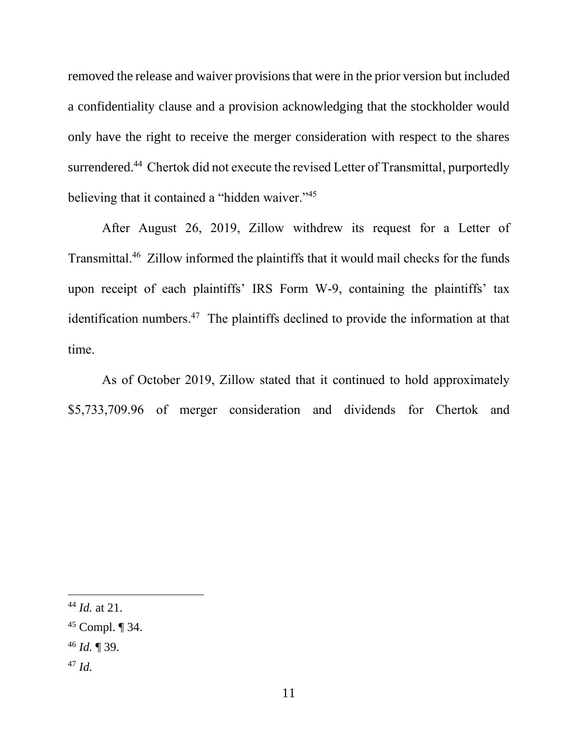removed the release and waiver provisions that were in the prior version but included a confidentiality clause and a provision acknowledging that the stockholder would only have the right to receive the merger consideration with respect to the shares surrendered.[44] Chertok did not execute the revised Letter of Transmittal, purportedly believing that it contained a "hidden waiver."[45]

After August 26, 2019, Zillow withdrew its request for a Letter of Transmittal.[46] Zillow informed the plaintiffs that it would mail checks for the funds upon receipt of each plaintiffs' IRS Form W-9, containing the plaintiffs' tax identification numbers.[47] The plaintiffs declined to provide the information at that time.

As of October 2019, Zillow stated that it continued to hold approximately $5,733,709.96 of merger consideration and dividends for Chertok and

---

[44] *Id.* at 21.

[45] Compl. ¶ 34.

[46] *Id.* ¶ 39.

[47] *Id.*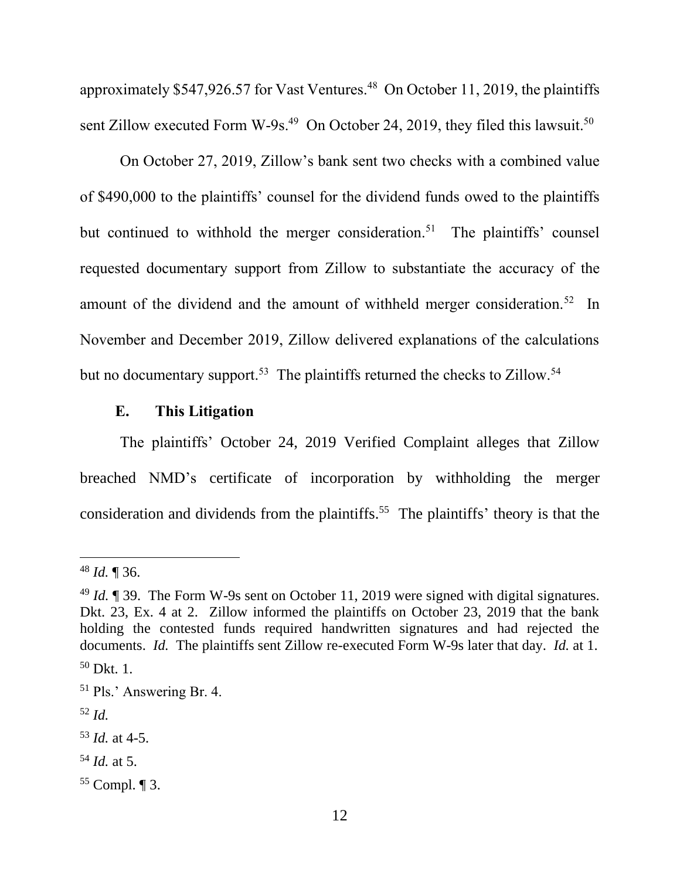approximately $547,926.57 for Vast Ventures.[48] On October 11, 2019, the plaintiffs sent Zillow executed Form W-9s.[49] On October 24, 2019, they filed this lawsuit.[50]

On October 27, 2019, Zillow's bank sent two checks with a combined value of $490,000 to the plaintiffs' counsel for the dividend funds owed to the plaintiffs but continued to withhold the merger consideration.[51] The plaintiffs' counsel requested documentary support from Zillow to substantiate the accuracy of the amount of the dividend and the amount of withheld merger consideration.[52] In November and December 2019, Zillow delivered explanations of the calculations but no documentary support.[53] The plaintiffs returned the checks to Zillow.[54]

### E. This Litigation

The plaintiffs' October 24, 2019 Verified Complaint alleges that Zillow breached NMD's certificate of incorporation by withholding the merger consideration and dividends from the plaintiffs.[55] The plaintiffs' theory is that the

---

[48] *Id.* ¶ 36.

[49] *Id.* ¶ 39. The Form W-9s sent on October 11, 2019 were signed with digital signatures. Dkt. 23, Ex. 4 at 2. Zillow informed the plaintiffs on October 23, 2019 that the bank holding the contested funds required handwritten signatures and had rejected the documents. *Id.* The plaintiffs sent Zillow re-executed Form W-9s later that day. *Id.* at 1.

[50] Dkt. 1.

[51] Pls.' Answering Br. 4.

[52] *Id.*

[53] *Id.* at 4-5.

[54] *Id.* at 5.

[55] Compl. ¶ 3.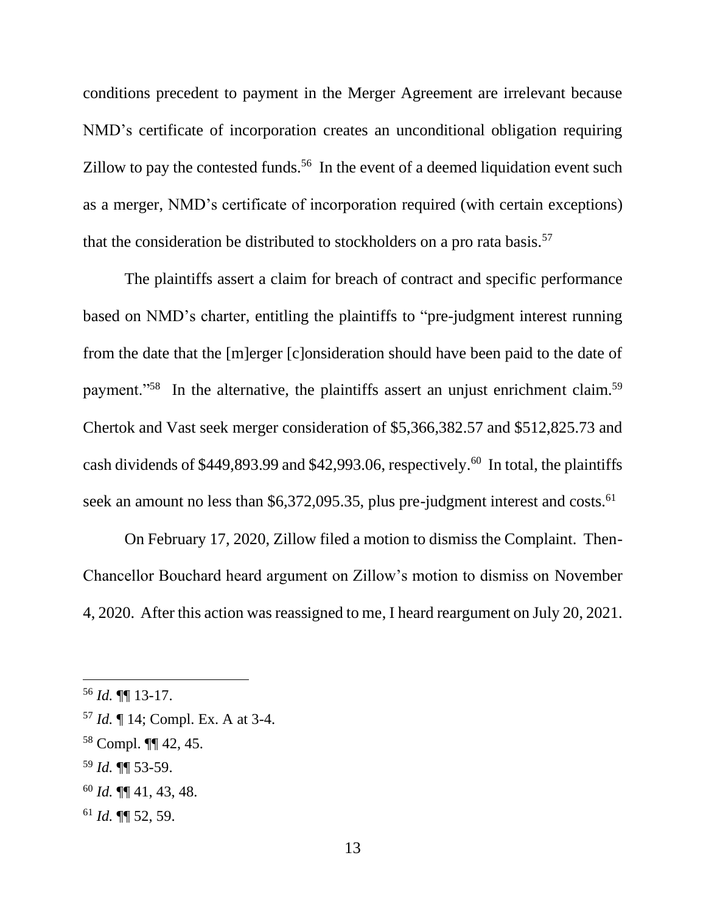conditions precedent to payment in the Merger Agreement are irrelevant because NMD's certificate of incorporation creates an unconditional obligation requiring Zillow to pay the contested funds.[56] In the event of a deemed liquidation event such as a merger, NMD's certificate of incorporation required (with certain exceptions) that the consideration be distributed to stockholders on a pro rata basis.[57]

The plaintiffs assert a claim for breach of contract and specific performance based on NMD's charter, entitling the plaintiffs to "pre-judgment interest running from the date that the [m]erger [c]onsideration should have been paid to the date of payment."[58] In the alternative, the plaintiffs assert an unjust enrichment claim.[59] Chertok and Vast seek merger consideration of $5,366,382.57 and $512,825.73 and cash dividends of $449,893.99 and $42,993.06, respectively.[60] In total, the plaintiffs seek an amount no less than $6,372,095.35, plus pre-judgment interest and costs.[61]

On February 17, 2020, Zillow filed a motion to dismiss the Complaint. Then-Chancellor Bouchard heard argument on Zillow's motion to dismiss on November 4, 2020. After this action was reassigned to me, I heard reargument on July 20, 2021.

---

[56] *Id.* ¶¶ 13-17.

[57] *Id.* ¶ 14; Compl. Ex. A at 3-4.

[58] Compl. ¶¶ 42, 45.

[59] *Id.* ¶¶ 53-59.

[60] *Id.* ¶¶ 41, 43, 48.

[61] *Id.* ¶¶ 52, 59.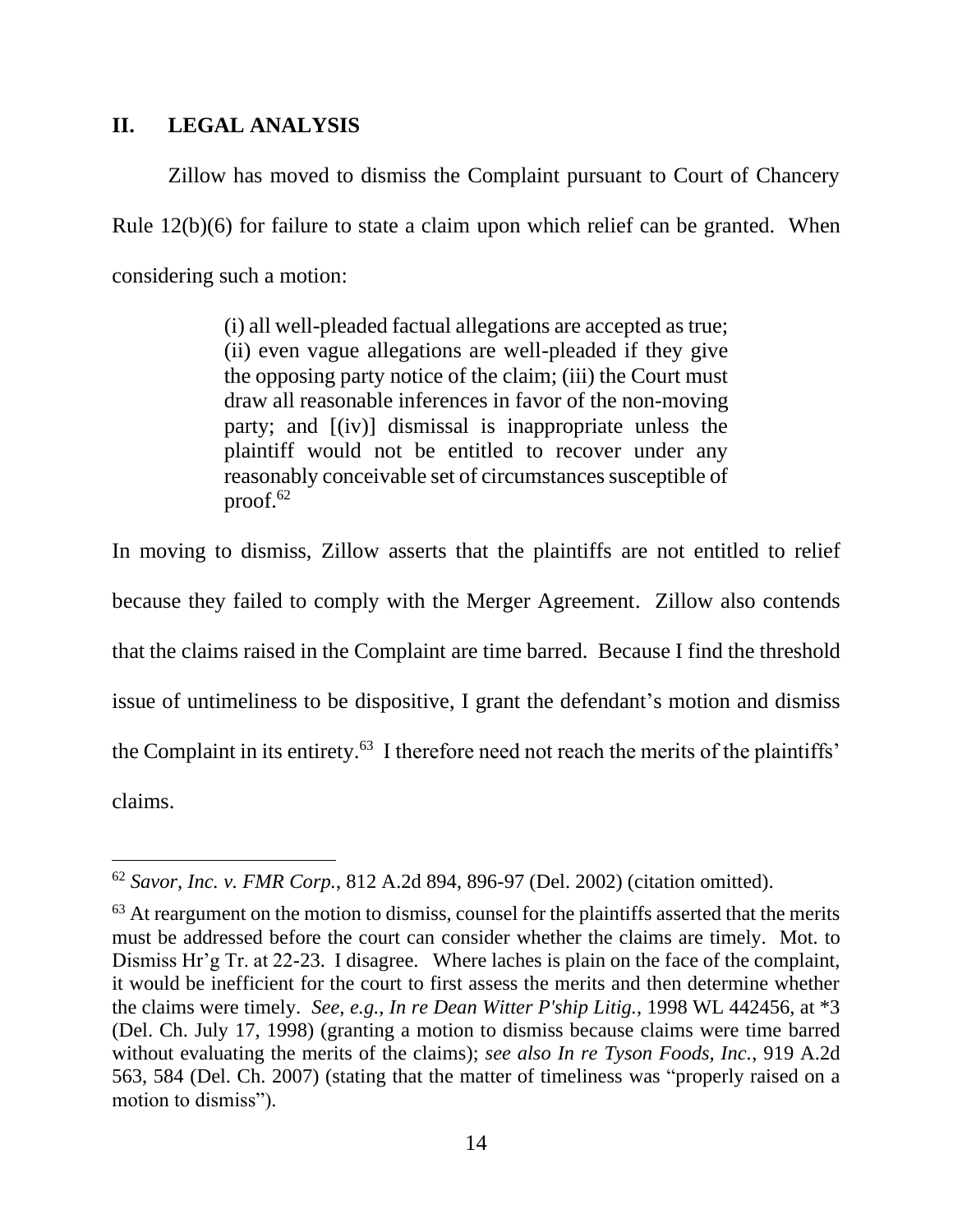## II. LEGAL ANALYSIS

Zillow has moved to dismiss the Complaint pursuant to Court of Chancery Rule 12(b)(6) for failure to state a claim upon which relief can be granted. When considering such a motion:

> (i) all well-pleaded factual allegations are accepted as true; (ii) even vague allegations are well-pleaded if they give the opposing party notice of the claim; (iii) the Court must draw all reasonable inferences in favor of the non-moving party; and [(iv)] dismissal is inappropriate unless the plaintiff would not be entitled to recover under any reasonably conceivable set of circumstances susceptible of proof.[62]

In moving to dismiss, Zillow asserts that the plaintiffs are not entitled to relief because they failed to comply with the Merger Agreement. Zillow also contends that the claims raised in the Complaint are time barred. Because I find the threshold issue of untimeliness to be dispositive, I grant the defendant's motion and dismiss the Complaint in its entirety.[63] I therefore need not reach the merits of the plaintiffs' claims.

---

[62] *Savor, Inc. v. FMR Corp.*, 812 A.2d 894, 896-97 (Del. 2002) (citation omitted).

[63] At reargument on the motion to dismiss, counsel for the plaintiffs asserted that the merits must be addressed before the court can consider whether the claims are timely. Mot. to Dismiss Hr'g Tr. at 22-23. I disagree. Where laches is plain on the face of the complaint, it would be inefficient for the court to first assess the merits and then determine whether the claims were timely. *See, e.g.*, *In re Dean Witter P'ship Litig.*, 1998 WL 442456, at *3 (Del. Ch. July 17, 1998) (granting a motion to dismiss because claims were time barred without evaluating the merits of the claims); *see also In re Tyson Foods, Inc.*, 919 A.2d 563, 584 (Del. Ch. 2007) (stating that the matter of timeliness was "properly raised on a motion to dismiss").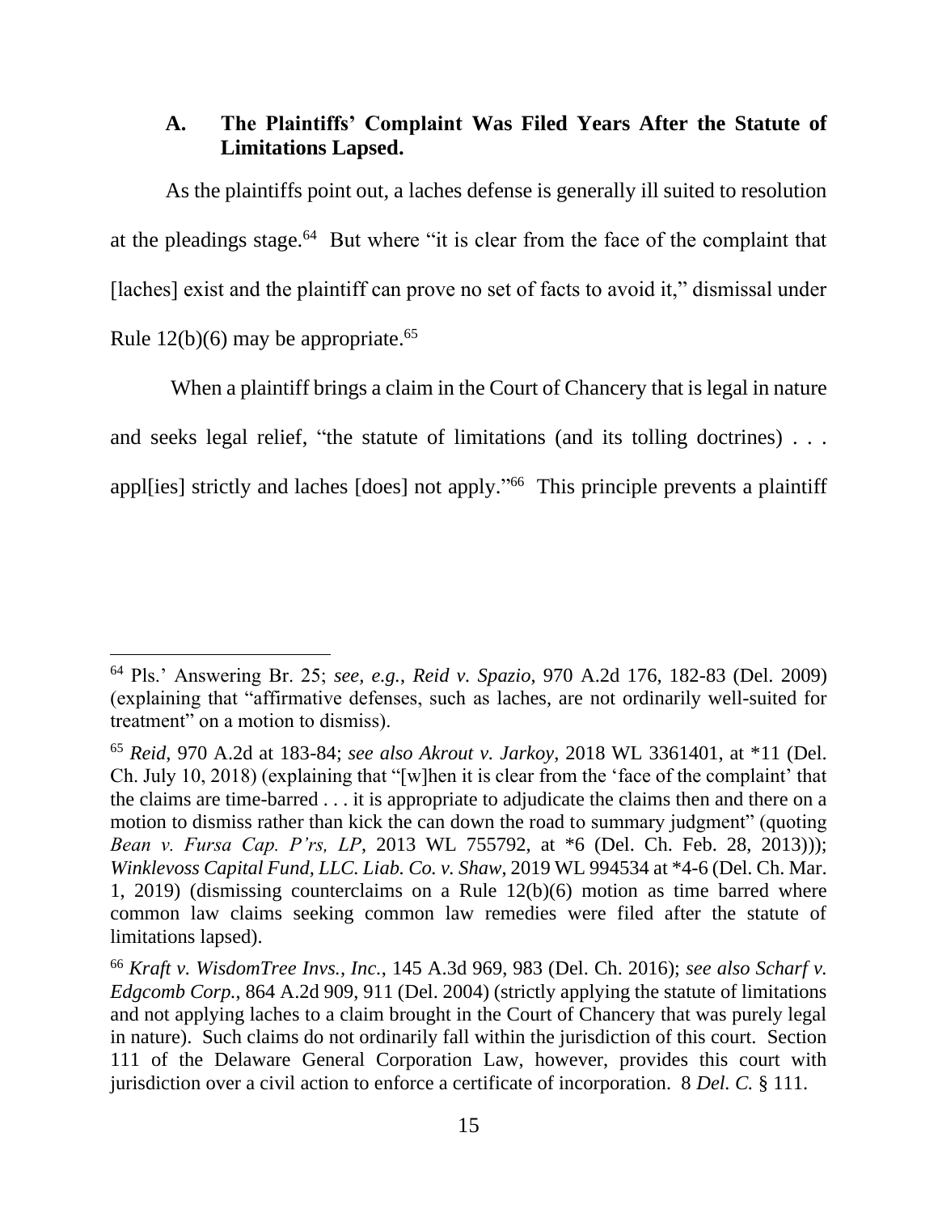### A. The Plaintiffs' Complaint Was Filed Years After the Statute of Limitations Lapsed.

As the plaintiffs point out, a laches defense is generally ill suited to resolution at the pleadings stage.[64] But where "it is clear from the face of the complaint that [laches] exist and the plaintiff can prove no set of facts to avoid it," dismissal under Rule 12(b)(6) may be appropriate.[65]

When a plaintiff brings a claim in the Court of Chancery that is legal in nature and seeks legal relief, "the statute of limitations (and its tolling doctrines) . . . appl[ies] strictly and laches [does] not apply."[66] This principle prevents a plaintiff

---

[64] Pls.' Answering Br. 25; *see, e.g.*, *Reid v. Spazio*, 970 A.2d 176, 182-83 (Del. 2009) (explaining that "affirmative defenses, such as laches, are not ordinarily well-suited for treatment" on a motion to dismiss).

[65] *Reid*, 970 A.2d at 183-84; *see also Akrout v. Jarkoy*, 2018 WL 3361401, at *11 (Del. Ch. July 10, 2018) (explaining that "[w]hen it is clear from the 'face of the complaint' that the claims are time-barred . . . it is appropriate to adjudicate the claims then and there on a motion to dismiss rather than kick the can down the road to summary judgment" (quoting *Bean v. Fursa Cap. P'rs, LP*, 2013 WL 755792, at *6 (Del. Ch. Feb. 28, 2013))); *Winklevoss Capital Fund, LLC. Liab. Co. v. Shaw*, 2019 WL 994534 at *4-6 (Del. Ch. Mar. 1, 2019) (dismissing counterclaims on a Rule 12(b)(6) motion as time barred where common law claims seeking common law remedies were filed after the statute of limitations lapsed).

[66] *Kraft v. WisdomTree Invs., Inc.*, 145 A.3d 969, 983 (Del. Ch. 2016); *see also Scharf v. Edgcomb Corp.*, 864 A.2d 909, 911 (Del. 2004) (strictly applying the statute of limitations and not applying laches to a claim brought in the Court of Chancery that was purely legal in nature). Such claims do not ordinarily fall within the jurisdiction of this court. Section 111 of the Delaware General Corporation Law, however, provides this court with jurisdiction over a civil action to enforce a certificate of incorporation. 8 *Del. C.* § 111.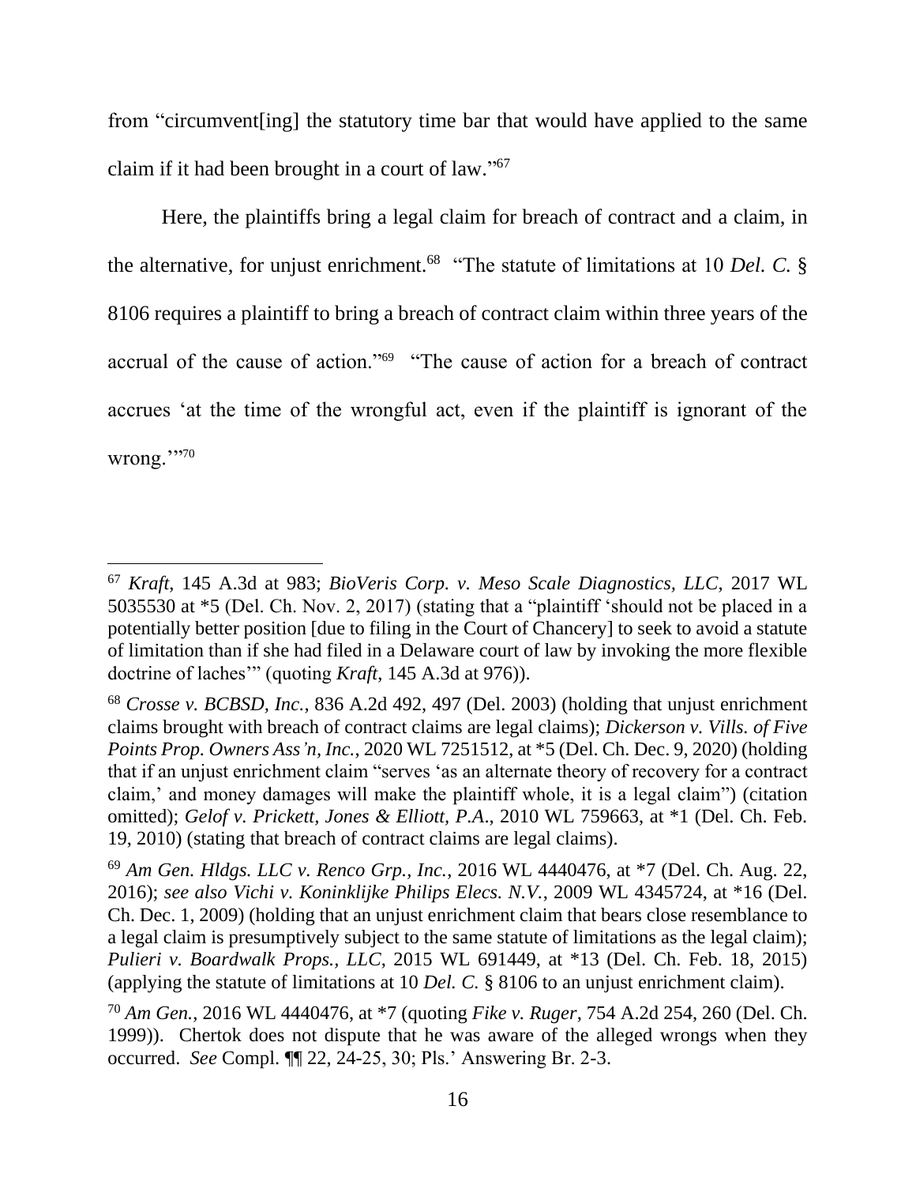from "circumvent[ing] the statutory time bar that would have applied to the same claim if it had been brought in a court of law."[67]

Here, the plaintiffs bring a legal claim for breach of contract and a claim, in the alternative, for unjust enrichment.[68] "The statute of limitations at 10 *Del. C.* § 8106 requires a plaintiff to bring a breach of contract claim within three years of the accrual of the cause of action."[69] "The cause of action for a breach of contract accrues 'at the time of the wrongful act, even if the plaintiff is ignorant of the wrong.'"[70]

---

[67] *Kraft*, 145 A.3d at 983; *BioVeris Corp. v. Meso Scale Diagnostics, LLC*, 2017 WL 5035530 at *5 (Del. Ch. Nov. 2, 2017) (stating that a "plaintiff 'should not be placed in a potentially better position [due to filing in the Court of Chancery] to seek to avoid a statute of limitation than if she had filed in a Delaware court of law by invoking the more flexible doctrine of laches'" (quoting *Kraft*, 145 A.3d at 976)).

[68] *Crosse v. BCBSD, Inc.*, 836 A.2d 492, 497 (Del. 2003) (holding that unjust enrichment claims brought with breach of contract claims are legal claims); *Dickerson v. Vills. of Five Points Prop. Owners Ass'n, Inc.*, 2020 WL 7251512, at *5 (Del. Ch. Dec. 9, 2020) (holding that if an unjust enrichment claim "serves 'as an alternate theory of recovery for a contract claim,' and money damages will make the plaintiff whole, it is a legal claim") (citation omitted); *Gelof v. Prickett, Jones & Elliott, P.A.*, 2010 WL 759663, at *1 (Del. Ch. Feb. 19, 2010) (stating that breach of contract claims are legal claims).

[69] *Am Gen. Hldgs. LLC v. Renco Grp., Inc.*, 2016 WL 4440476, at *7 (Del. Ch. Aug. 22, 2016); *see also Vichi v. Koninklijke Philips Elecs. N.V.*, 2009 WL 4345724, at *16 (Del. Ch. Dec. 1, 2009) (holding that an unjust enrichment claim that bears close resemblance to a legal claim is presumptively subject to the same statute of limitations as the legal claim); *Pulieri v. Boardwalk Props., LLC*, 2015 WL 691449, at *13 (Del. Ch. Feb. 18, 2015) (applying the statute of limitations at 10 *Del. C.* § 8106 to an unjust enrichment claim).

[70] *Am Gen.*, 2016 WL 4440476, at *7 (quoting *Fike v. Ruger*, 754 A.2d 254, 260 (Del. Ch. 1999)). Chertok does not dispute that he was aware of the alleged wrongs when they occurred. *See* Compl. ¶¶ 22, 24-25, 30; Pls.' Answering Br. 2-3.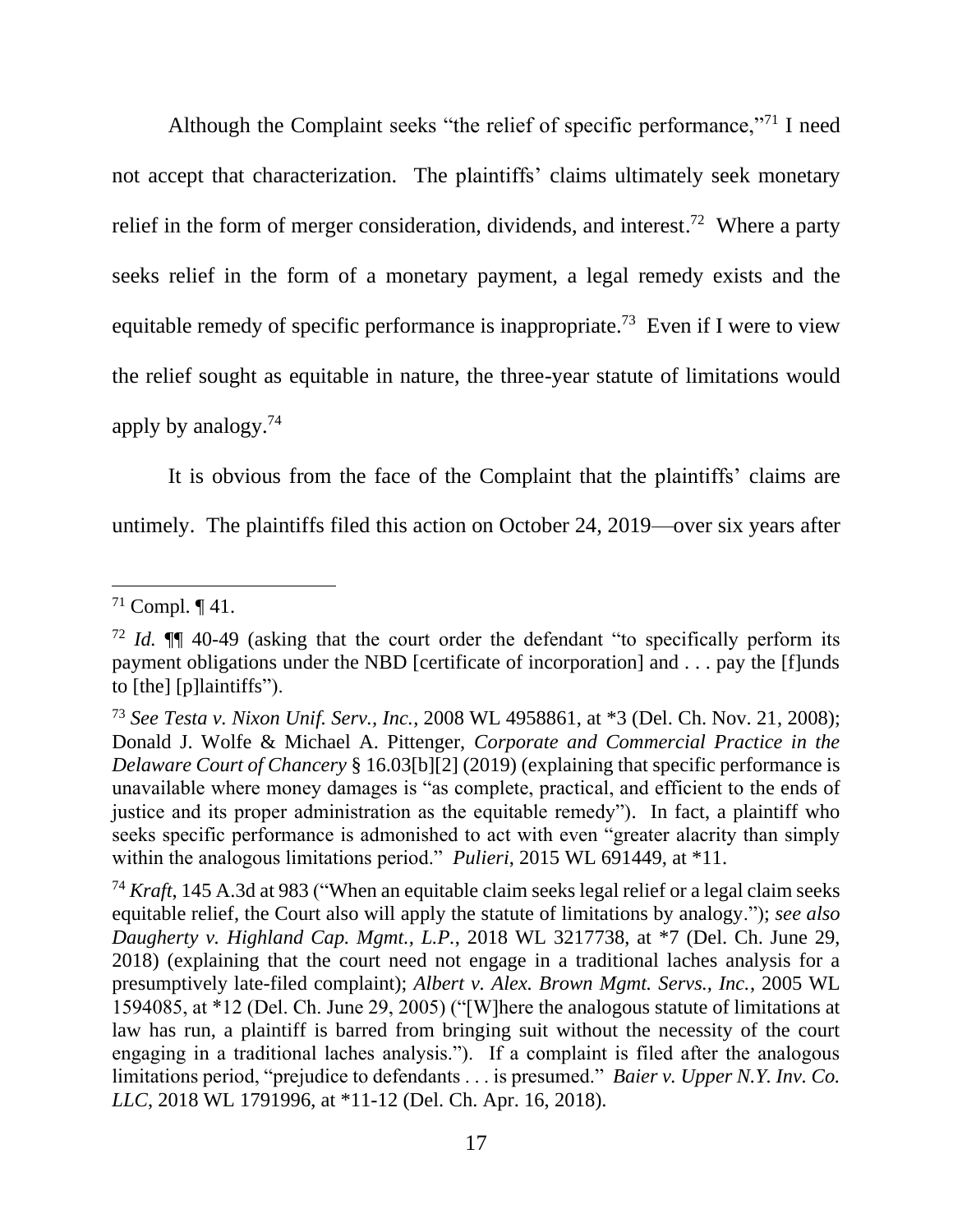Although the Complaint seeks "the relief of specific performance,"[71] I need not accept that characterization. The plaintiffs' claims ultimately seek monetary relief in the form of merger consideration, dividends, and interest.[72] Where a party seeks relief in the form of a monetary payment, a legal remedy exists and the equitable remedy of specific performance is inappropriate.[73] Even if I were to view the relief sought as equitable in nature, the three-year statute of limitations would apply by analogy.[74]

It is obvious from the face of the Complaint that the plaintiffs' claims are untimely. The plaintiffs filed this action on October 24, 2019—over six years after

---

[71] Compl. ¶ 41.

[72] *Id.* ¶¶ 40-49 (asking that the court order the defendant "to specifically perform its payment obligations under the NBD [certificate of incorporation] and . . . pay the [f]unds to [the] [p]laintiffs").

[73] *See Testa v. Nixon Unif. Serv., Inc.*, 2008 WL 4958861, at *3 (Del. Ch. Nov. 21, 2008); Donald J. Wolfe & Michael A. Pittenger, *Corporate and Commercial Practice in the Delaware Court of Chancery* § 16.03[b][2] (2019) (explaining that specific performance is unavailable where money damages is "as complete, practical, and efficient to the ends of justice and its proper administration as the equitable remedy"). In fact, a plaintiff who seeks specific performance is admonished to act with even "greater alacrity than simply within the analogous limitations period." *Pulieri*, 2015 WL 691449, at *11.

[74] *Kraft*, 145 A.3d at 983 ("When an equitable claim seeks legal relief or a legal claim seeks equitable relief, the Court also will apply the statute of limitations by analogy."); *see also Daugherty v. Highland Cap. Mgmt., L.P.*, 2018 WL 3217738, at *7 (Del. Ch. June 29, 2018) (explaining that the court need not engage in a traditional laches analysis for a presumptively late-filed complaint); *Albert v. Alex. Brown Mgmt. Servs., Inc.*, 2005 WL 1594085, at *12 (Del. Ch. June 29, 2005) ("[W]here the analogous statute of limitations at law has run, a plaintiff is barred from bringing suit without the necessity of the court engaging in a traditional laches analysis."). If a complaint is filed after the analogous limitations period, "prejudice to defendants . . . is presumed." *Baier v. Upper N.Y. Inv. Co. LLC*, 2018 WL 1791996, at *11-12 (Del. Ch. Apr. 16, 2018).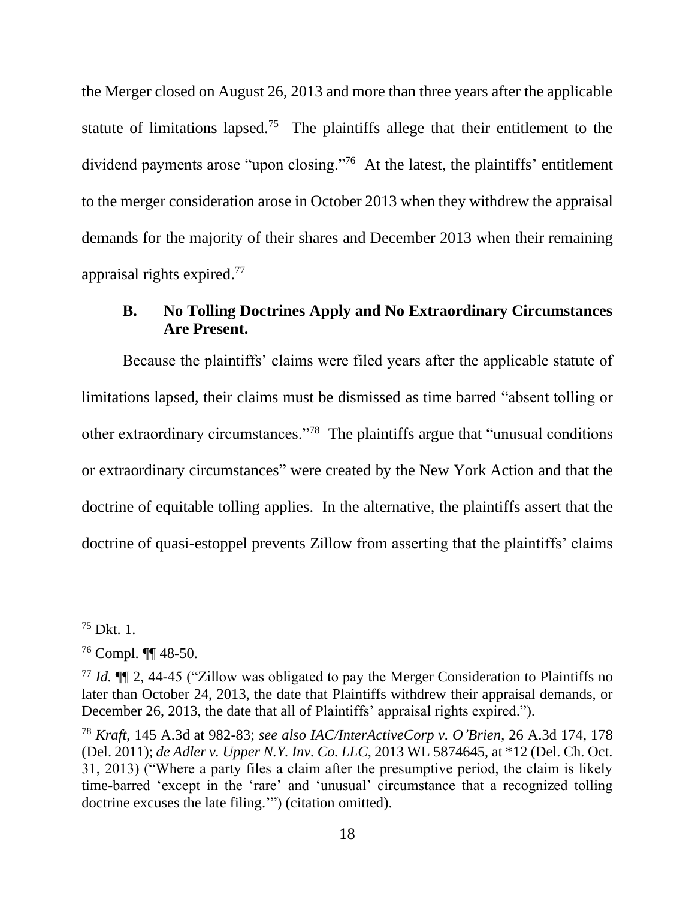the Merger closed on August 26, 2013 and more than three years after the applicable statute of limitations lapsed.[75] The plaintiffs allege that their entitlement to the dividend payments arose "upon closing."[76] At the latest, the plaintiffs' entitlement to the merger consideration arose in October 2013 when they withdrew the appraisal demands for the majority of their shares and December 2013 when their remaining appraisal rights expired.[77]

### B. No Tolling Doctrines Apply and No Extraordinary Circumstances Are Present.

Because the plaintiffs' claims were filed years after the applicable statute of limitations lapsed, their claims must be dismissed as time barred "absent tolling or other extraordinary circumstances."[78] The plaintiffs argue that "unusual conditions or extraordinary circumstances" were created by the New York Action and that the doctrine of equitable tolling applies. In the alternative, the plaintiffs assert that the doctrine of quasi-estoppel prevents Zillow from asserting that the plaintiffs' claims

---

[75] Dkt. 1.

[76] Compl. ¶¶ 48-50.

[77] *Id.* ¶¶ 2, 44-45 ("Zillow was obligated to pay the Merger Consideration to Plaintiffs no later than October 24, 2013, the date that Plaintiffs withdrew their appraisal demands, or December 26, 2013, the date that all of Plaintiffs' appraisal rights expired.").

[78] *Kraft*, 145 A.3d at 982-83; *see also IAC/InterActiveCorp v. O'Brien*, 26 A.3d 174, 178 (Del. 2011); *de Adler v. Upper N.Y. Inv. Co. LLC*, 2013 WL 5874645, at *12 (Del. Ch. Oct. 31, 2013) ("Where a party files a claim after the presumptive period, the claim is likely time-barred 'except in the 'rare' and 'unusual' circumstance that a recognized tolling doctrine excuses the late filing.'") (citation omitted).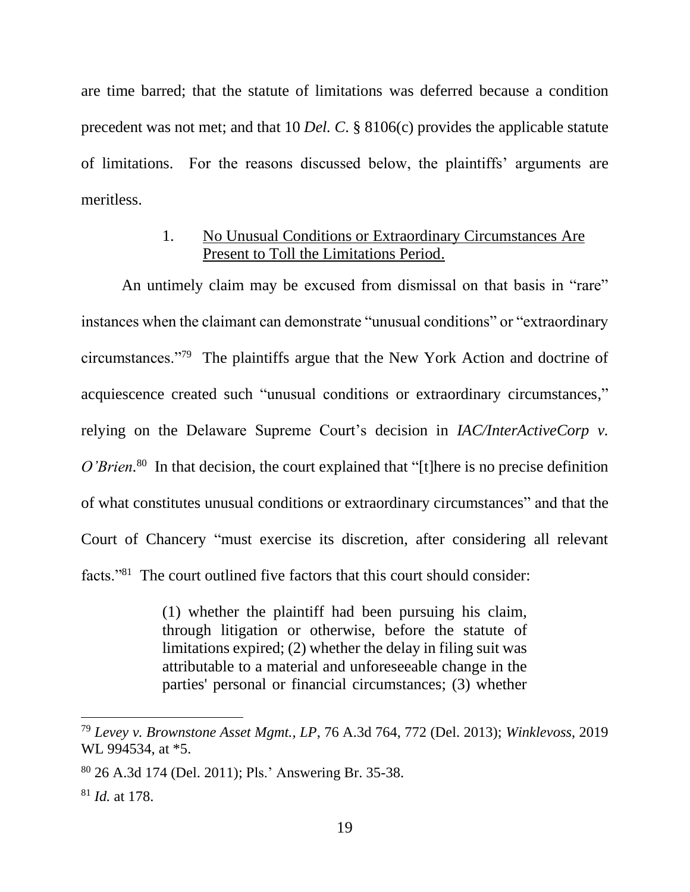are time barred; that the statute of limitations was deferred because a condition precedent was not met; and that 10 *Del. C.* § 8106(c) provides the applicable statute of limitations. For the reasons discussed below, the plaintiffs' arguments are meritless.

1. <u>No Unusual Conditions or Extraordinary Circumstances Are Present to Toll the Limitations Period.</u>

An untimely claim may be excused from dismissal on that basis in "rare" instances when the claimant can demonstrate "unusual conditions" or "extraordinary circumstances."[79] The plaintiffs argue that the New York Action and doctrine of acquiescence created such "unusual conditions or extraordinary circumstances," relying on the Delaware Supreme Court's decision in *IAC/InterActiveCorp v. O'Brien*.[80] In that decision, the court explained that "[t]here is no precise definition of what constitutes unusual conditions or extraordinary circumstances" and that the Court of Chancery "must exercise its discretion, after considering all relevant facts."[81] The court outlined five factors that this court should consider:

> (1) whether the plaintiff had been pursuing his claim, through litigation or otherwise, before the statute of limitations expired; (2) whether the delay in filing suit was attributable to a material and unforeseeable change in the parties' personal or financial circumstances; (3) whether

---

[79] *Levey v. Brownstone Asset Mgmt., LP*, 76 A.3d 764, 772 (Del. 2013); *Winklevoss*, 2019 WL 994534, at *5.

[80] 26 A.3d 174 (Del. 2011); Pls.' Answering Br. 35-38.

[81] *Id.* at 178.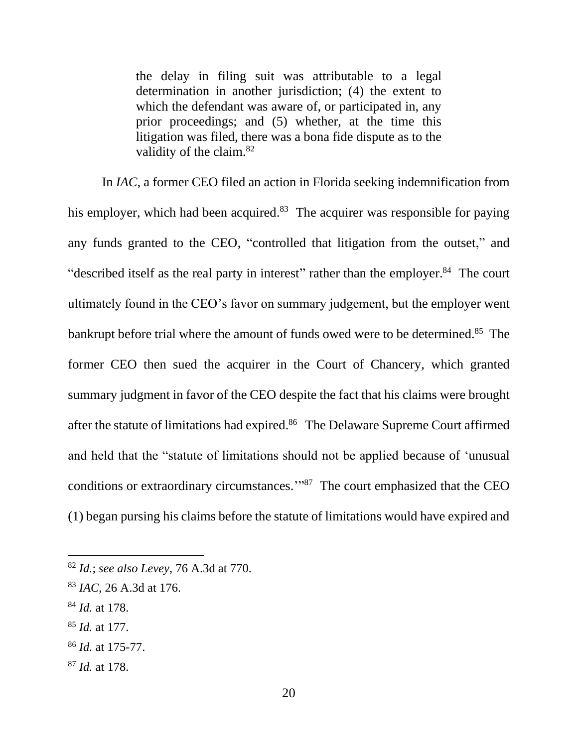> the delay in filing suit was attributable to a legal determination in another jurisdiction; (4) the extent to which the defendant was aware of, or participated in, any prior proceedings; and (5) whether, at the time this litigation was filed, there was a bona fide dispute as to the validity of the claim.[82]

In *IAC*, a former CEO filed an action in Florida seeking indemnification from his employer, which had been acquired.[83] The acquirer was responsible for paying any funds granted to the CEO, "controlled that litigation from the outset," and "described itself as the real party in interest" rather than the employer.[84] The court ultimately found in the CEO's favor on summary judgement, but the employer went bankrupt before trial where the amount of funds owed were to be determined.[85] The former CEO then sued the acquirer in the Court of Chancery, which granted summary judgment in favor of the CEO despite the fact that his claims were brought after the statute of limitations had expired.[86] The Delaware Supreme Court affirmed and held that the "statute of limitations should not be applied because of 'unusual conditions or extraordinary circumstances.'"[87] The court emphasized that the CEO (1) began pursing his claims before the statute of limitations would have expired and

---

[82] *Id.*; *see also Levey*, 76 A.3d at 770.

[83] *IAC*, 26 A.3d at 176.

[84] *Id.* at 178.

[85] *Id.* at 177.

[86] *Id.* at 175-77.

[87] *Id.* at 178.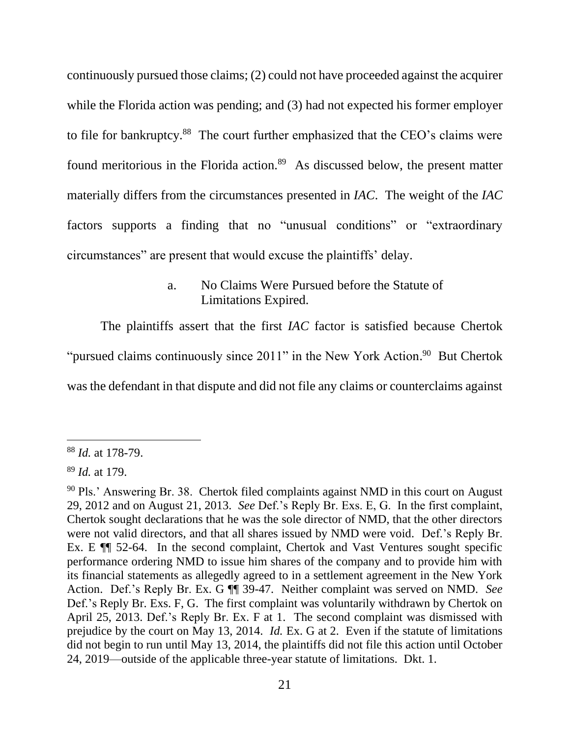continuously pursued those claims; (2) could not have proceeded against the acquirer while the Florida action was pending; and (3) had not expected his former employer to file for bankruptcy.[88] The court further emphasized that the CEO's claims were found meritorious in the Florida action.[89] As discussed below, the present matter materially differs from the circumstances presented in *IAC*. The weight of the *IAC* factors supports a finding that no "unusual conditions" or "extraordinary circumstances" are present that would excuse the plaintiffs' delay.

a. No Claims Were Pursued before the Statute of Limitations Expired.

The plaintiffs assert that the first *IAC* factor is satisfied because Chertok "pursued claims continuously since 2011" in the New York Action.[90] But Chertok was the defendant in that dispute and did not file any claims or counterclaims against

---

[88] *Id.* at 178-79.

[89] *Id.* at 179.

[90] Pls.' Answering Br. 38. Chertok filed complaints against NMD in this court on August 29, 2012 and on August 21, 2013. *See* Def.'s Reply Br. Exs. E, G. In the first complaint, Chertok sought declarations that he was the sole director of NMD, that the other directors were not valid directors, and that all shares issued by NMD were void. Def.'s Reply Br. Ex. E ¶¶ 52-64. In the second complaint, Chertok and Vast Ventures sought specific performance ordering NMD to issue him shares of the company and to provide him with its financial statements as allegedly agreed to in a settlement agreement in the New York Action. Def.'s Reply Br. Ex. G ¶¶ 39-47. Neither complaint was served on NMD. *See* Def.'s Reply Br. Exs. F, G. The first complaint was voluntarily withdrawn by Chertok on April 25, 2013. Def.'s Reply Br. Ex. F at 1. The second complaint was dismissed with prejudice by the court on May 13, 2014. *Id.* Ex. G at 2. Even if the statute of limitations did not begin to run until May 13, 2014, the plaintiffs did not file this action until October 24, 2019—outside of the applicable three-year statute of limitations. Dkt. 1.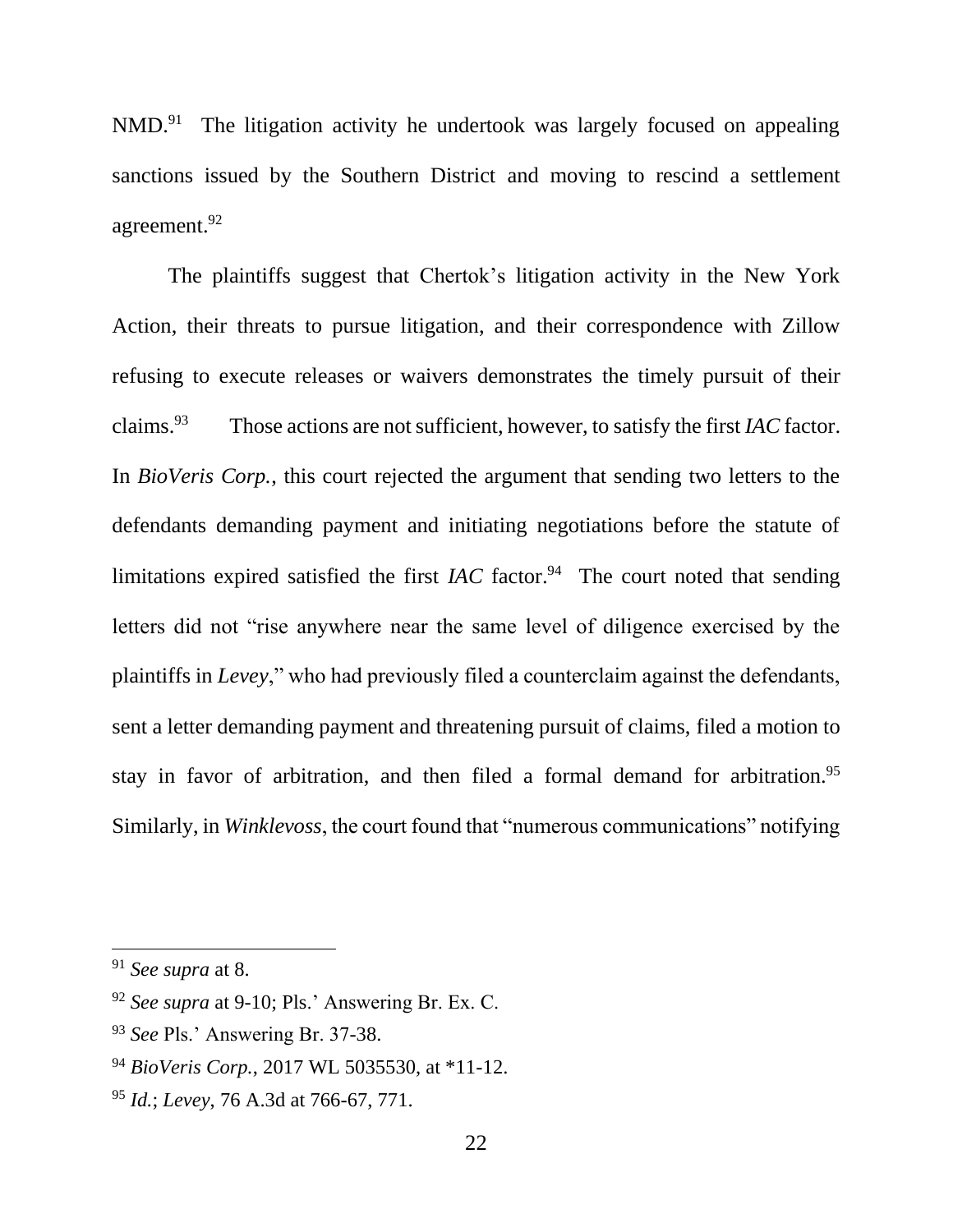NMD.[91] The litigation activity he undertook was largely focused on appealing sanctions issued by the Southern District and moving to rescind a settlement agreement.[92]

The plaintiffs suggest that Chertok's litigation activity in the New York Action, their threats to pursue litigation, and their correspondence with Zillow refusing to execute releases or waivers demonstrates the timely pursuit of their claims.[93] Those actions are not sufficient, however, to satisfy the first *IAC* factor. In *BioVeris Corp.*, this court rejected the argument that sending two letters to the defendants demanding payment and initiating negotiations before the statute of limitations expired satisfied the first *IAC* factor.[94] The court noted that sending letters did not "rise anywhere near the same level of diligence exercised by the plaintiffs in *Levey*," who had previously filed a counterclaim against the defendants, sent a letter demanding payment and threatening pursuit of claims, filed a motion to stay in favor of arbitration, and then filed a formal demand for arbitration.[95] Similarly, in *Winklevoss*, the court found that "numerous communications" notifying

---

[91] *See supra* at 8.

[92] *See supra* at 9-10; Pls.' Answering Br. Ex. C.

[93] *See* Pls.' Answering Br. 37-38.

[94] *BioVeris Corp.*, 2017 WL 5035530, at *11-12.

[95] *Id.*; *Levey*, 76 A.3d at 766-67, 771.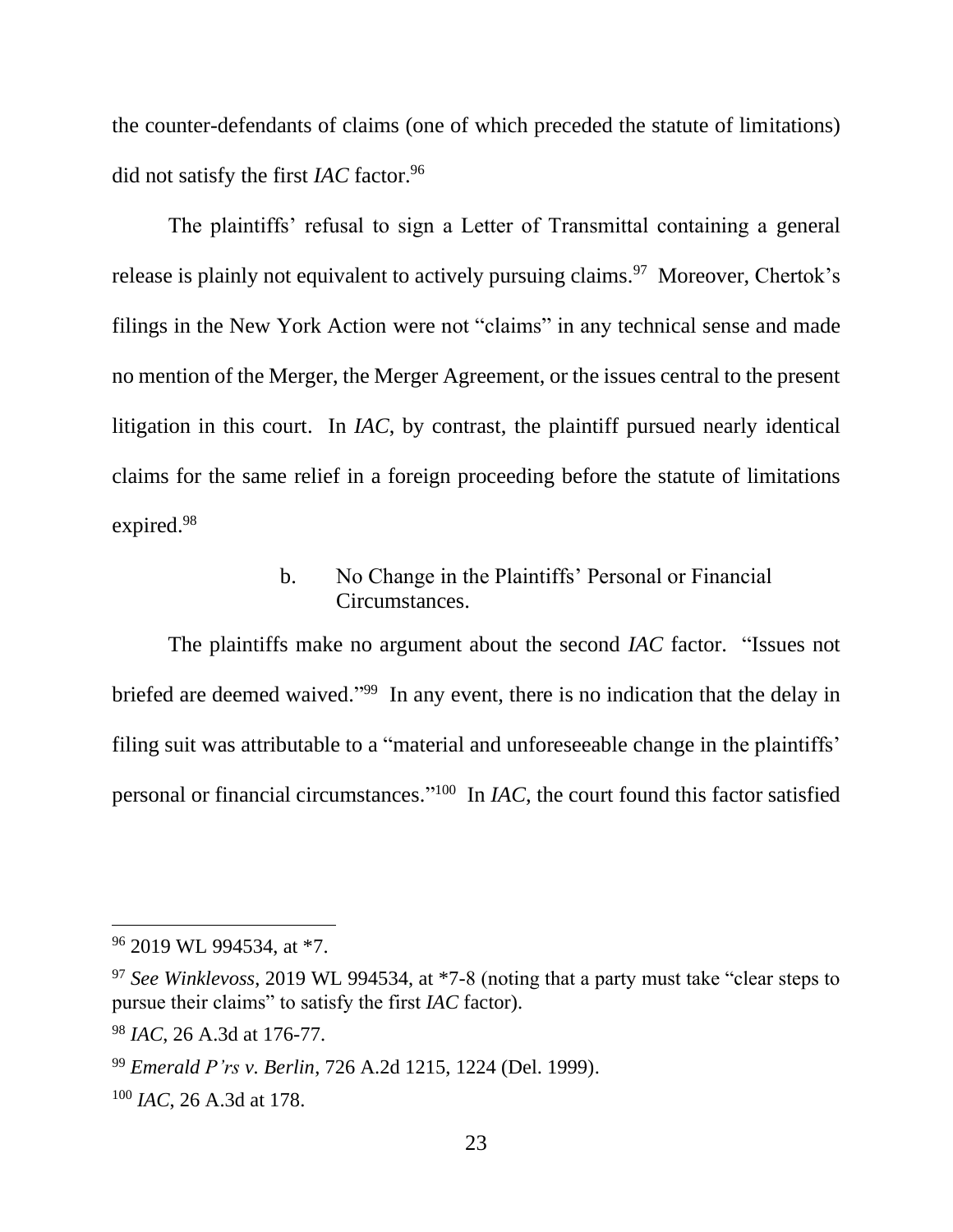the counter-defendants of claims (one of which preceded the statute of limitations) did not satisfy the first *IAC* factor.[96]

The plaintiffs' refusal to sign a Letter of Transmittal containing a general release is plainly not equivalent to actively pursuing claims.[97] Moreover, Chertok's filings in the New York Action were not "claims" in any technical sense and made no mention of the Merger, the Merger Agreement, or the issues central to the present litigation in this court. In *IAC*, by contrast, the plaintiff pursued nearly identical claims for the same relief in a foreign proceeding before the statute of limitations expired.[98]

#### b. No Change in the Plaintiffs' Personal or Financial Circumstances.

The plaintiffs make no argument about the second *IAC* factor. "Issues not briefed are deemed waived."[99] In any event, there is no indication that the delay in filing suit was attributable to a "material and unforeseeable change in the plaintiffs' personal or financial circumstances."[100] In *IAC*, the court found this factor satisfied

---

[96] 2019 WL 994534, at *7.

[97] *See Winklevoss*, 2019 WL 994534, at *7-8 (noting that a party must take "clear steps to pursue their claims" to satisfy the first *IAC* factor).

[98] *IAC*, 26 A.3d at 176-77.

[99] *Emerald P'rs v. Berlin*, 726 A.2d 1215, 1224 (Del. 1999).

[100] *IAC*, 26 A.3d at 178.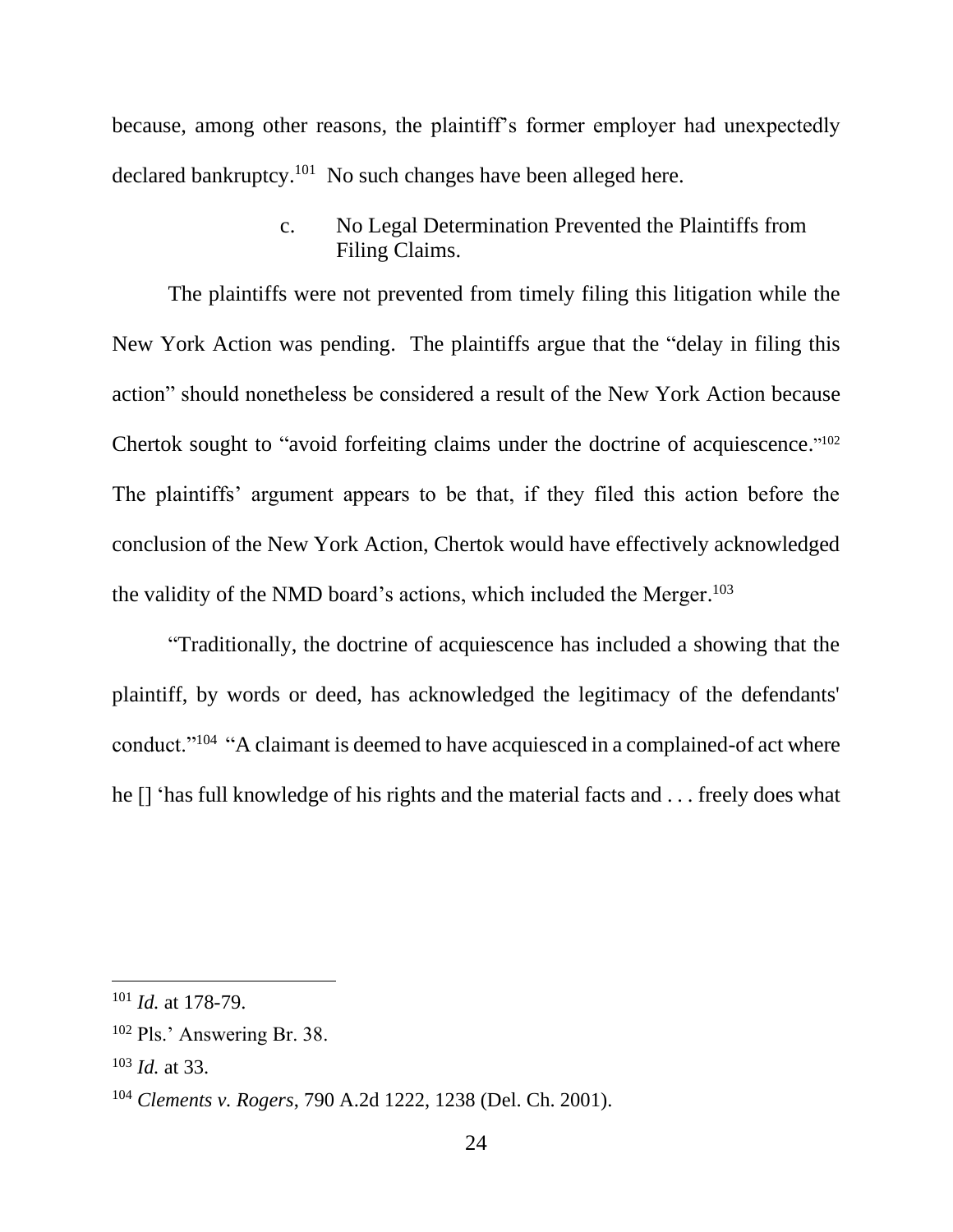because, among other reasons, the plaintiff's former employer had unexpectedly declared bankruptcy.[101] No such changes have been alleged here.

#### c. No Legal Determination Prevented the Plaintiffs from Filing Claims.

The plaintiffs were not prevented from timely filing this litigation while the New York Action was pending. The plaintiffs argue that the "delay in filing this action" should nonetheless be considered a result of the New York Action because Chertok sought to "avoid forfeiting claims under the doctrine of acquiescence."[102] The plaintiffs' argument appears to be that, if they filed this action before the conclusion of the New York Action, Chertok would have effectively acknowledged the validity of the NMD board's actions, which included the Merger.[103]

"Traditionally, the doctrine of acquiescence has included a showing that the plaintiff, by words or deed, has acknowledged the legitimacy of the defendants' conduct."[104] "A claimant is deemed to have acquiesced in a complained-of act where he [] 'has full knowledge of his rights and the material facts and . . . freely does what

---

[101] *Id.* at 178-79.

[102] Pls.' Answering Br. 38.

[103] *Id.* at 33.

[104] *Clements v. Rogers*, 790 A.2d 1222, 1238 (Del. Ch. 2001).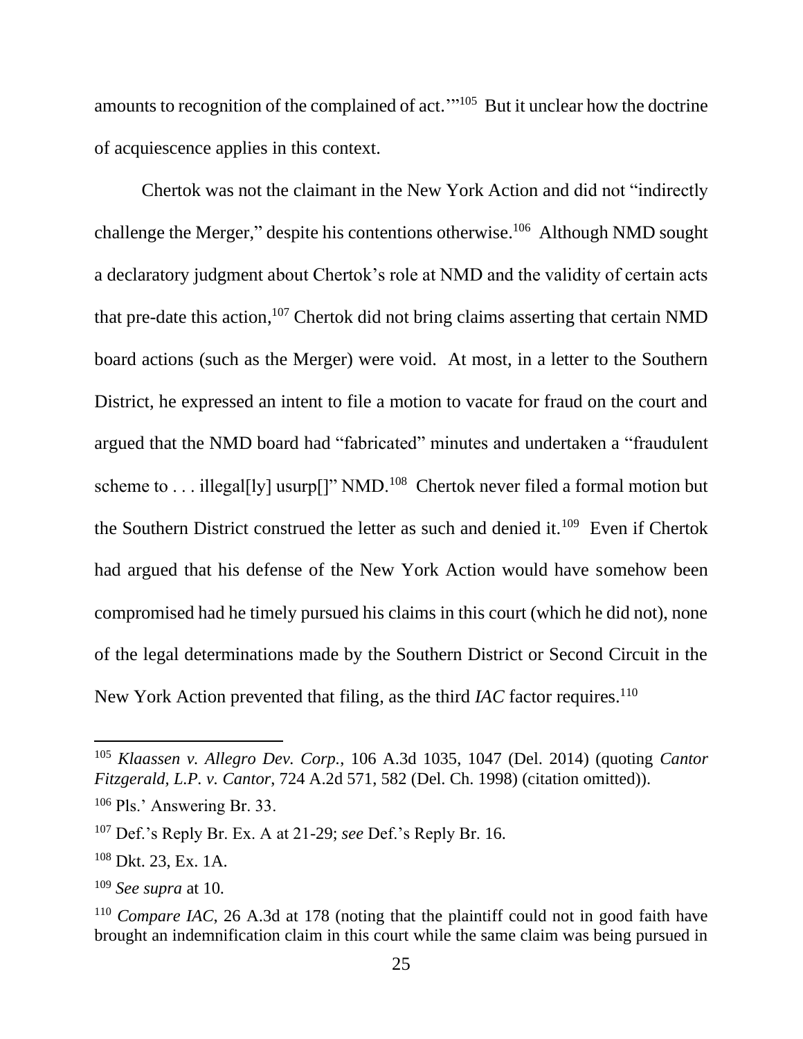amounts to recognition of the complained of act.'"[105] But it unclear how the doctrine of acquiescence applies in this context.

Chertok was not the claimant in the New York Action and did not "indirectly challenge the Merger," despite his contentions otherwise.[106] Although NMD sought a declaratory judgment about Chertok's role at NMD and the validity of certain acts that pre-date this action,[107] Chertok did not bring claims asserting that certain NMD board actions (such as the Merger) were void. At most, in a letter to the Southern District, he expressed an intent to file a motion to vacate for fraud on the court and argued that the NMD board had "fabricated" minutes and undertaken a "fraudulent scheme to . . . illegal[ly] usurp[]" NMD.[108] Chertok never filed a formal motion but the Southern District construed the letter as such and denied it.[109] Even if Chertok had argued that his defense of the New York Action would have somehow been compromised had he timely pursued his claims in this court (which he did not), none of the legal determinations made by the Southern District or Second Circuit in the New York Action prevented that filing, as the third *IAC* factor requires.[110]

---

[105] *Klaassen v. Allegro Dev. Corp.*, 106 A.3d 1035, 1047 (Del. 2014) (quoting *Cantor Fitzgerald, L.P. v. Cantor*, 724 A.2d 571, 582 (Del. Ch. 1998) (citation omitted)).

[106] Pls.' Answering Br. 33.

[107] Def.'s Reply Br. Ex. A at 21-29; *see* Def.'s Reply Br. 16.

[108] Dkt. 23, Ex. 1A.

[109] *See supra* at 10.

[110] *Compare IAC*, 26 A.3d at 178 (noting that the plaintiff could not in good faith have brought an indemnification claim in this court while the same claim was being pursued in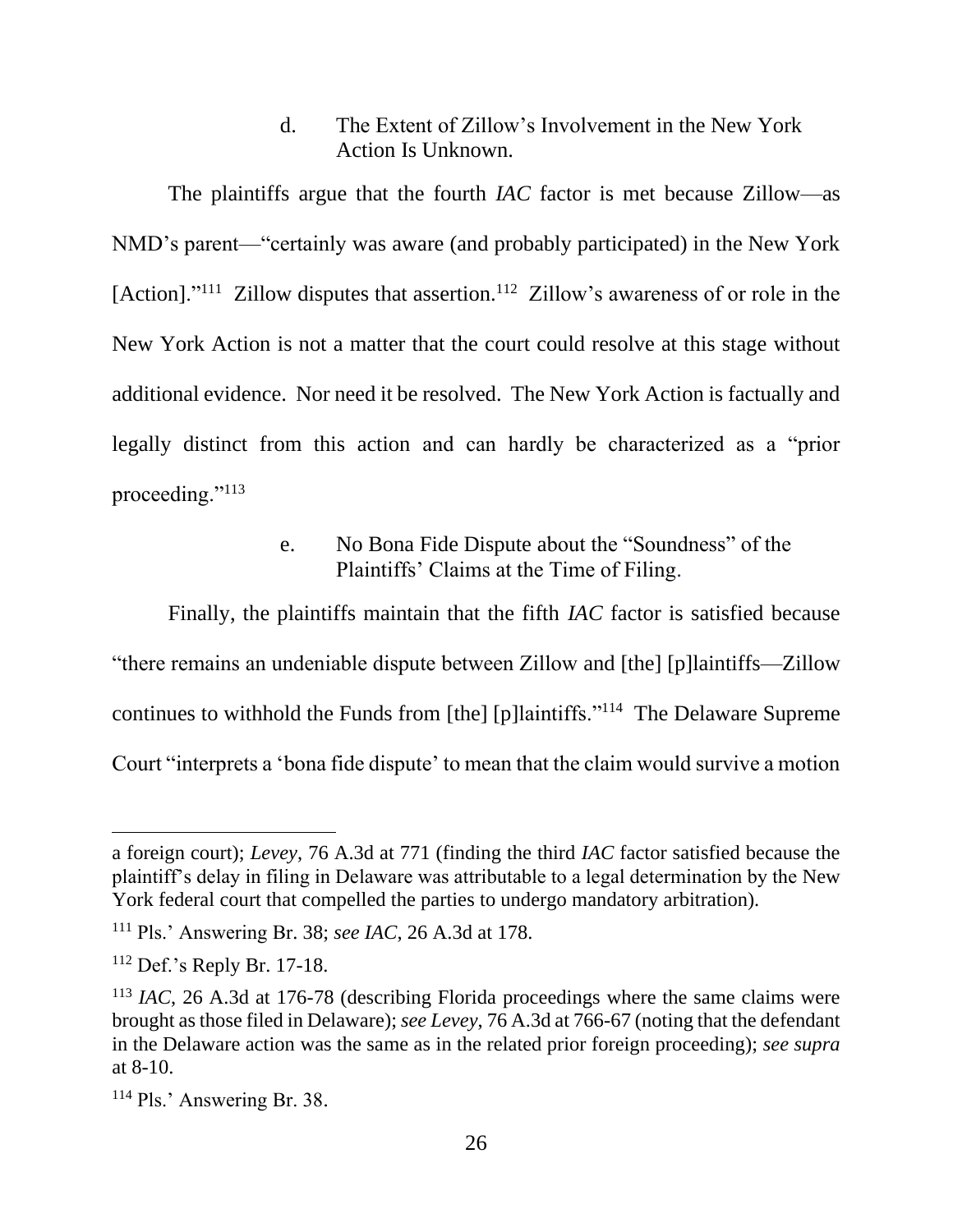d. The Extent of Zillow's Involvement in the New York Action Is Unknown.

The plaintiffs argue that the fourth *IAC* factor is met because Zillow—as NMD's parent—"certainly was aware (and probably participated) in the New York [Action]."[111] Zillow disputes that assertion.[112] Zillow's awareness of or role in the New York Action is not a matter that the court could resolve at this stage without additional evidence. Nor need it be resolved. The New York Action is factually and legally distinct from this action and can hardly be characterized as a "prior proceeding."[113]

e. No Bona Fide Dispute about the "Soundness" of the Plaintiffs' Claims at the Time of Filing.

Finally, the plaintiffs maintain that the fifth *IAC* factor is satisfied because "there remains an undeniable dispute between Zillow and [the] [p]laintiffs—Zillow continues to withhold the Funds from [the] [p]laintiffs."[114] The Delaware Supreme Court "interprets a 'bona fide dispute' to mean that the claim would survive a motion

---

a foreign court); *Levey*, 76 A.3d at 771 (finding the third *IAC* factor satisfied because the plaintiff's delay in filing in Delaware was attributable to a legal determination by the New York federal court that compelled the parties to undergo mandatory arbitration).

[111] Pls.' Answering Br. 38; *see IAC*, 26 A.3d at 178.

[112] Def.'s Reply Br. 17-18.

[113] *IAC*, 26 A.3d at 176-78 (describing Florida proceedings where the same claims were brought as those filed in Delaware); *see Levey*, 76 A.3d at 766-67 (noting that the defendant in the Delaware action was the same as in the related prior foreign proceeding); *see supra* at 8-10.

[114] Pls.' Answering Br. 38.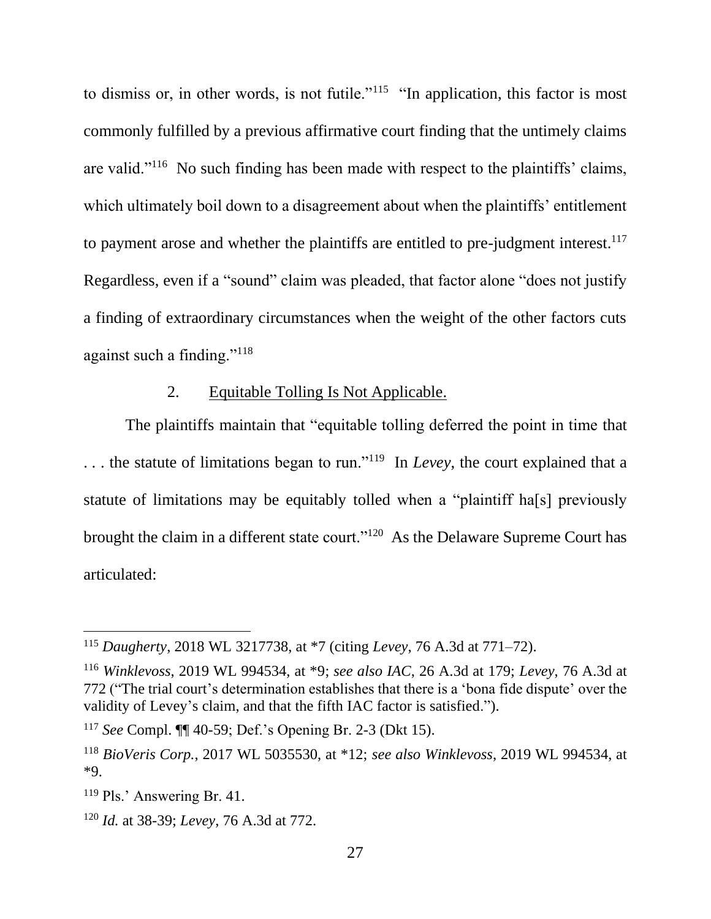to dismiss or, in other words, is not futile."[115] "In application, this factor is most commonly fulfilled by a previous affirmative court finding that the untimely claims are valid."[116] No such finding has been made with respect to the plaintiffs' claims, which ultimately boil down to a disagreement about when the plaintiffs' entitlement to payment arose and whether the plaintiffs are entitled to pre-judgment interest.[117] Regardless, even if a "sound" claim was pleaded, that factor alone "does not justify a finding of extraordinary circumstances when the weight of the other factors cuts against such a finding."[118]

2. Equitable Tolling Is Not Applicable.

The plaintiffs maintain that "equitable tolling deferred the point in time that . . . the statute of limitations began to run."[119] In *Levey*, the court explained that a statute of limitations may be equitably tolled when a "plaintiff ha[s] previously brought the claim in a different state court."[120] As the Delaware Supreme Court has articulated:

---

[115] *Daugherty*, 2018 WL 3217738, at *7 (citing *Levey*, 76 A.3d at 771–72).

[116] *Winklevoss*, 2019 WL 994534, at *9; *see also IAC*, 26 A.3d at 179; *Levey*, 76 A.3d at 772 ("The trial court's determination establishes that there is a 'bona fide dispute' over the validity of Levey's claim, and that the fifth IAC factor is satisfied.").

[117] *See* Compl. ¶¶ 40-59; Def.'s Opening Br. 2-3 (Dkt 15).

[118] *BioVeris Corp.*, 2017 WL 5035530, at *12; *see also Winklevoss*, 2019 WL 994534, at *9.

[119] Pls.' Answering Br. 41.

[120] *Id.* at 38-39; *Levey*, 76 A.3d at 772.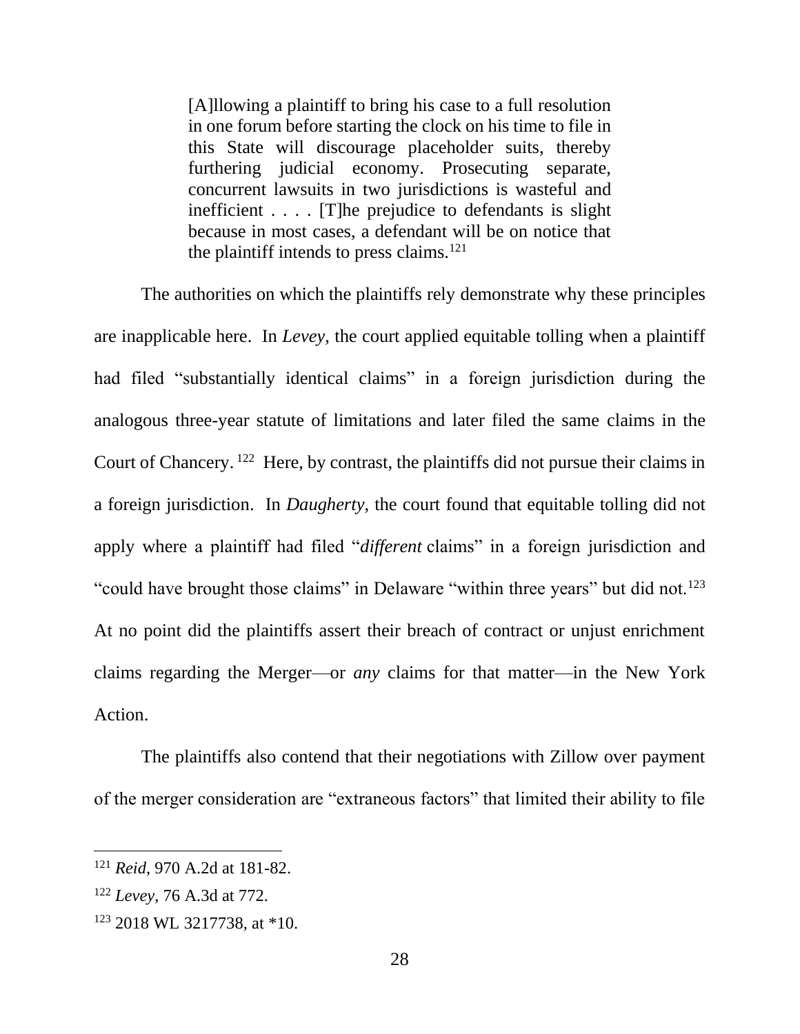> [A]llowing a plaintiff to bring his case to a full resolution in one forum before starting the clock on his time to file in this State will discourage placeholder suits, thereby furthering judicial economy. Prosecuting separate, concurrent lawsuits in two jurisdictions is wasteful and inefficient . . . . [T]he prejudice to defendants is slight because in most cases, a defendant will be on notice that the plaintiff intends to press claims.[121]

The authorities on which the plaintiffs rely demonstrate why these principles are inapplicable here. In *Levey*, the court applied equitable tolling when a plaintiff had filed "substantially identical claims" in a foreign jurisdiction during the analogous three-year statute of limitations and later filed the same claims in the Court of Chancery.[122] Here, by contrast, the plaintiffs did not pursue their claims in a foreign jurisdiction. In *Daugherty*, the court found that equitable tolling did not apply where a plaintiff had filed "*different* claims" in a foreign jurisdiction and "could have brought those claims" in Delaware "within three years" but did not.[123] At no point did the plaintiffs assert their breach of contract or unjust enrichment claims regarding the Merger—or *any* claims for that matter—in the New York Action.

The plaintiffs also contend that their negotiations with Zillow over payment of the merger consideration are "extraneous factors" that limited their ability to file

---

[121] *Reid*, 970 A.2d at 181-82.

[122] *Levey*, 76 A.3d at 772.

[123] 2018 WL 3217738, at *10.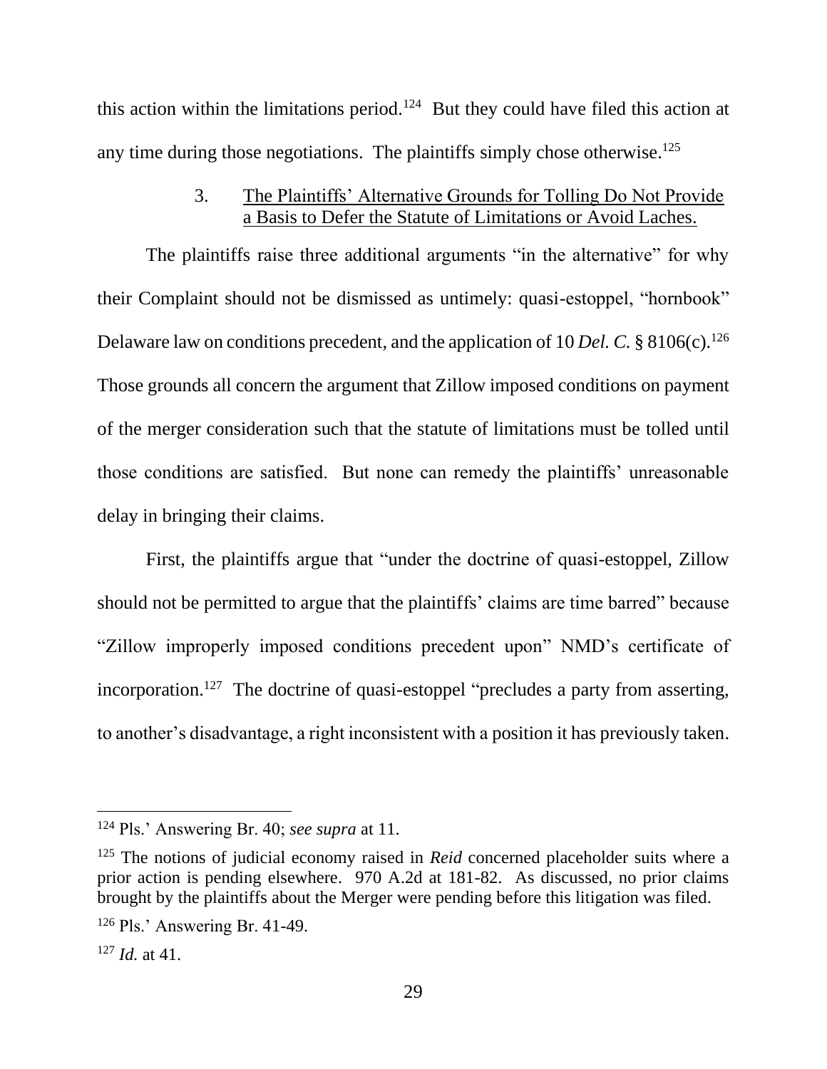this action within the limitations period.[124] But they could have filed this action at any time during those negotiations. The plaintiffs simply chose otherwise.[125]

### 3. The Plaintiffs' Alternative Grounds for Tolling Do Not Provide a Basis to Defer the Statute of Limitations or Avoid Laches.

The plaintiffs raise three additional arguments "in the alternative" for why their Complaint should not be dismissed as untimely: quasi-estoppel, "hornbook" Delaware law on conditions precedent, and the application of 10 *Del. C.* § 8106(c).[126] Those grounds all concern the argument that Zillow imposed conditions on payment of the merger consideration such that the statute of limitations must be tolled until those conditions are satisfied. But none can remedy the plaintiffs' unreasonable delay in bringing their claims.

First, the plaintiffs argue that "under the doctrine of quasi-estoppel, Zillow should not be permitted to argue that the plaintiffs' claims are time barred" because "Zillow improperly imposed conditions precedent upon" NMD's certificate of incorporation.[127] The doctrine of quasi-estoppel "precludes a party from asserting, to another's disadvantage, a right inconsistent with a position it has previously taken.

---

[124] Pls.' Answering Br. 40; *see supra* at 11.

[125] The notions of judicial economy raised in *Reid* concerned placeholder suits where a prior action is pending elsewhere. 970 A.2d at 181-82. As discussed, no prior claims brought by the plaintiffs about the Merger were pending before this litigation was filed.

[126] Pls.' Answering Br. 41-49.

[127] *Id.* at 41.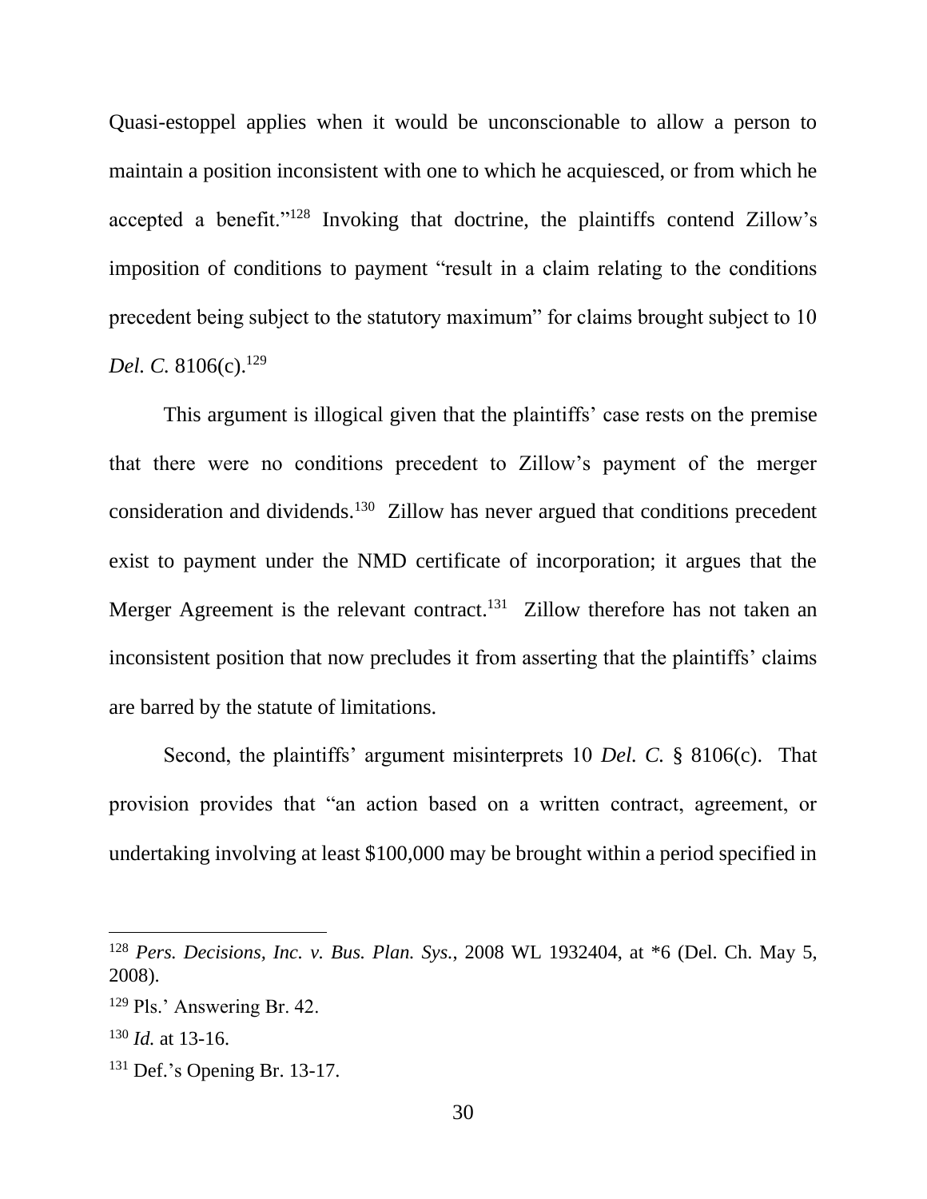Quasi-estoppel applies when it would be unconscionable to allow a person to maintain a position inconsistent with one to which he acquiesced, or from which he accepted a benefit."[128] Invoking that doctrine, the plaintiffs contend Zillow's imposition of conditions to payment "result in a claim relating to the conditions precedent being subject to the statutory maximum" for claims brought subject to 10 *Del. C.* 8106(c).[129]

This argument is illogical given that the plaintiffs' case rests on the premise that there were no conditions precedent to Zillow's payment of the merger consideration and dividends.[130] Zillow has never argued that conditions precedent exist to payment under the NMD certificate of incorporation; it argues that the Merger Agreement is the relevant contract.[131] Zillow therefore has not taken an inconsistent position that now precludes it from asserting that the plaintiffs' claims are barred by the statute of limitations.

Second, the plaintiffs' argument misinterprets 10 *Del. C.* § 8106(c). That provision provides that "an action based on a written contract, agreement, or undertaking involving at least $100,000 may be brought within a period specified in

---

[128] *Pers. Decisions, Inc. v. Bus. Plan. Sys.*, 2008 WL 1932404, at *6 (Del. Ch. May 5, 2008).

[129] Pls.' Answering Br. 42.

[130] *Id.* at 13-16.

[131] Def.'s Opening Br. 13-17.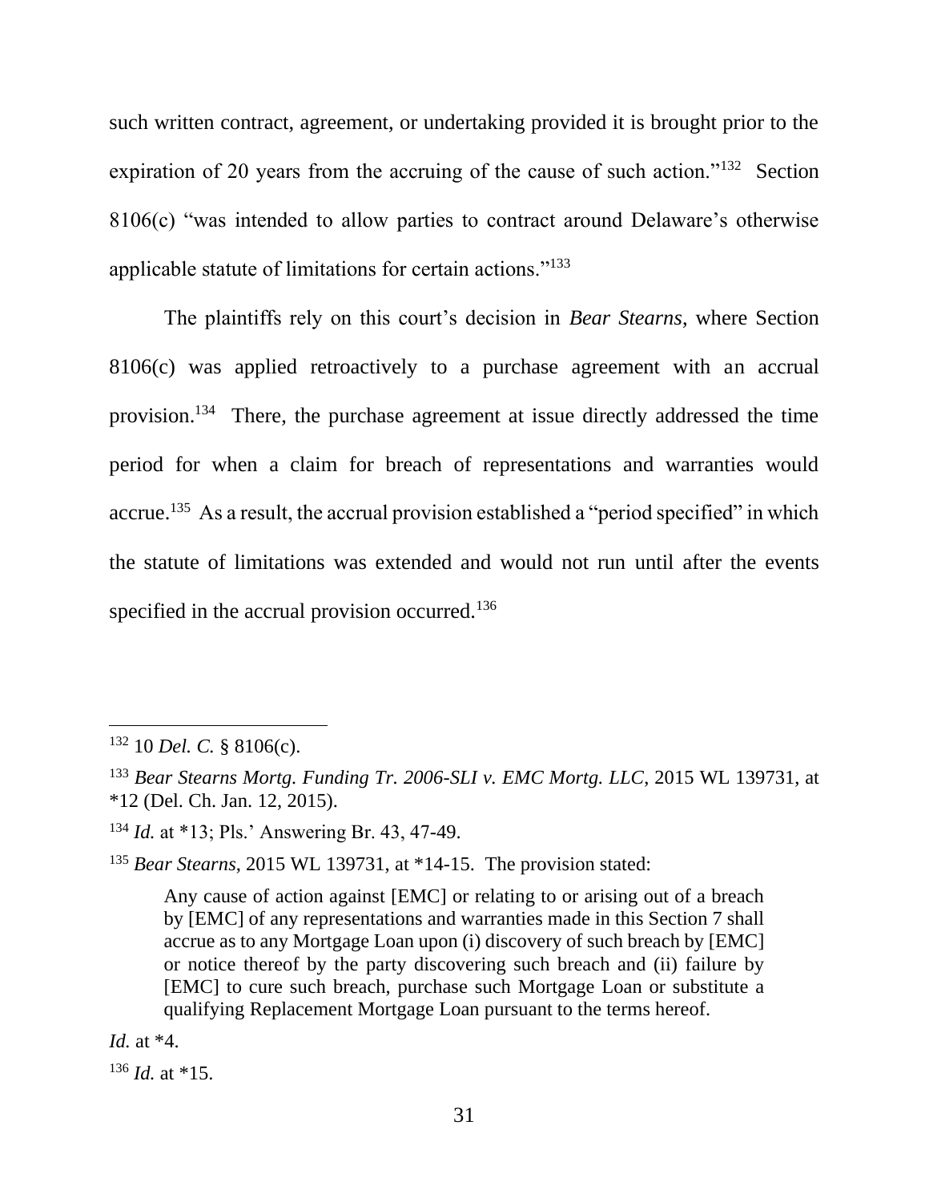such written contract, agreement, or undertaking provided it is brought prior to the expiration of 20 years from the accruing of the cause of such action."[132] Section 8106(c) "was intended to allow parties to contract around Delaware's otherwise applicable statute of limitations for certain actions."[133]

The plaintiffs rely on this court's decision in *Bear Stearns*, where Section 8106(c) was applied retroactively to a purchase agreement with an accrual provision.[134] There, the purchase agreement at issue directly addressed the time period for when a claim for breach of representations and warranties would accrue.[135] As a result, the accrual provision established a "period specified" in which the statute of limitations was extended and would not run until after the events specified in the accrual provision occurred.[136]

---

[132] 10 *Del. C.* § 8106(c).

[133] *Bear Stearns Mortg. Funding Tr. 2006-SLI v. EMC Mortg. LLC*, 2015 WL 139731, at *12 (Del. Ch. Jan. 12, 2015).

[134] *Id.* at *13; Pls.' Answering Br. 43, 47-49.

[135] *Bear Stearns*, 2015 WL 139731, at *14-15. The provision stated:

> Any cause of action against [EMC] or relating to or arising out of a breach by [EMC] of any representations and warranties made in this Section 7 shall accrue as to any Mortgage Loan upon (i) discovery of such breach by [EMC] or notice thereof by the party discovering such breach and (ii) failure by [EMC] to cure such breach, purchase such Mortgage Loan or substitute a qualifying Replacement Mortgage Loan pursuant to the terms hereof.

*Id.* at *4.

[136] *Id.* at *15.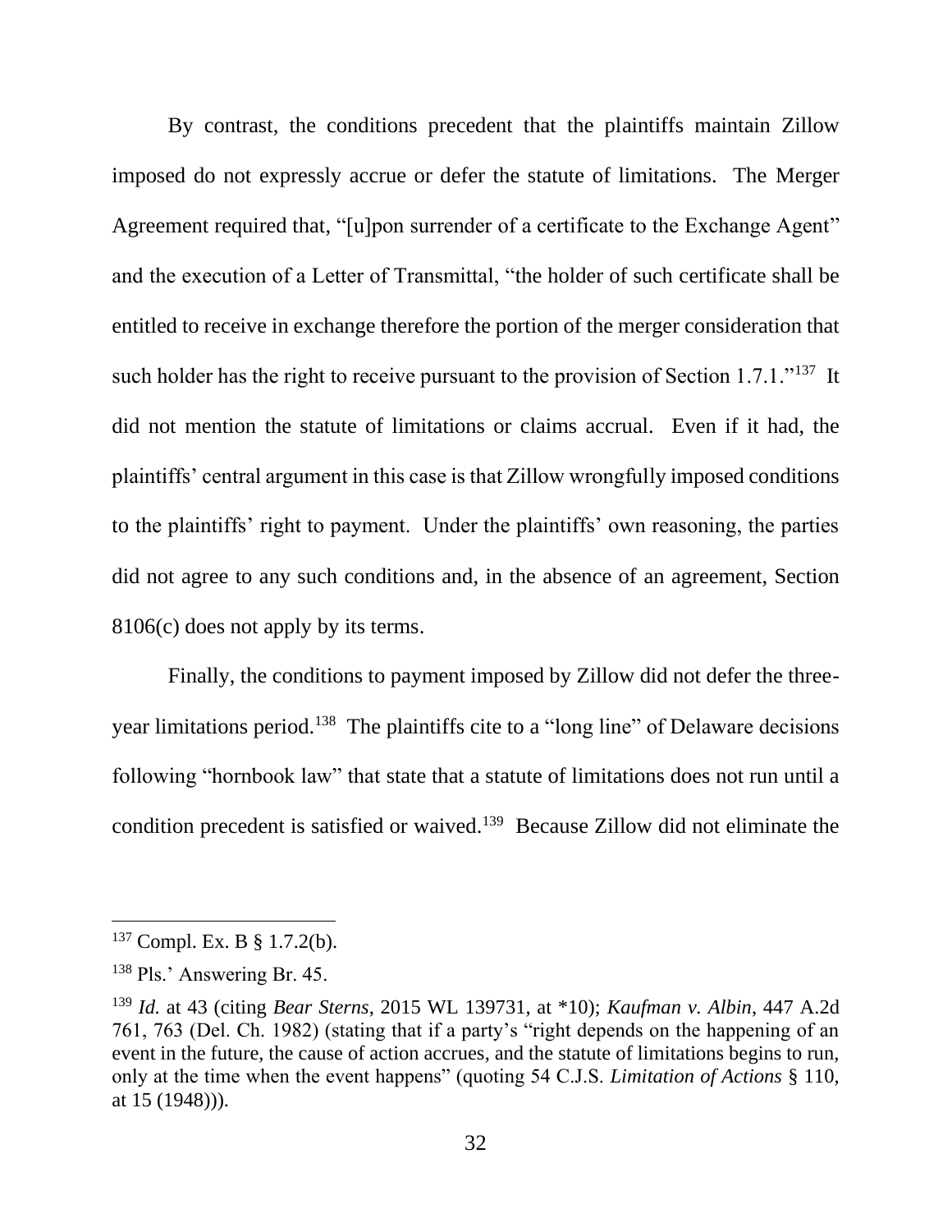By contrast, the conditions precedent that the plaintiffs maintain Zillow imposed do not expressly accrue or defer the statute of limitations. The Merger Agreement required that, "[u]pon surrender of a certificate to the Exchange Agent" and the execution of a Letter of Transmittal, "the holder of such certificate shall be entitled to receive in exchange therefore the portion of the merger consideration that such holder has the right to receive pursuant to the provision of Section 1.7.1."[137] It did not mention the statute of limitations or claims accrual. Even if it had, the plaintiffs' central argument in this case is that Zillow wrongfully imposed conditions to the plaintiffs' right to payment. Under the plaintiffs' own reasoning, the parties did not agree to any such conditions and, in the absence of an agreement, Section 8106(c) does not apply by its terms.

Finally, the conditions to payment imposed by Zillow did not defer the three-year limitations period.[138] The plaintiffs cite to a "long line" of Delaware decisions following "hornbook law" that state that a statute of limitations does not run until a condition precedent is satisfied or waived.[139] Because Zillow did not eliminate the

---

[137] Compl. Ex. B § 1.7.2(b).

[138] Pls.' Answering Br. 45.

[139] *Id.* at 43 (citing *Bear Sterns*, 2015 WL 139731, at *10); *Kaufman v. Albin*, 447 A.2d 761, 763 (Del. Ch. 1982) (stating that if a party's "right depends on the happening of an event in the future, the cause of action accrues, and the statute of limitations begins to run, only at the time when the event happens" (quoting 54 C.J.S. *Limitation of Actions* § 110, at 15 (1948))).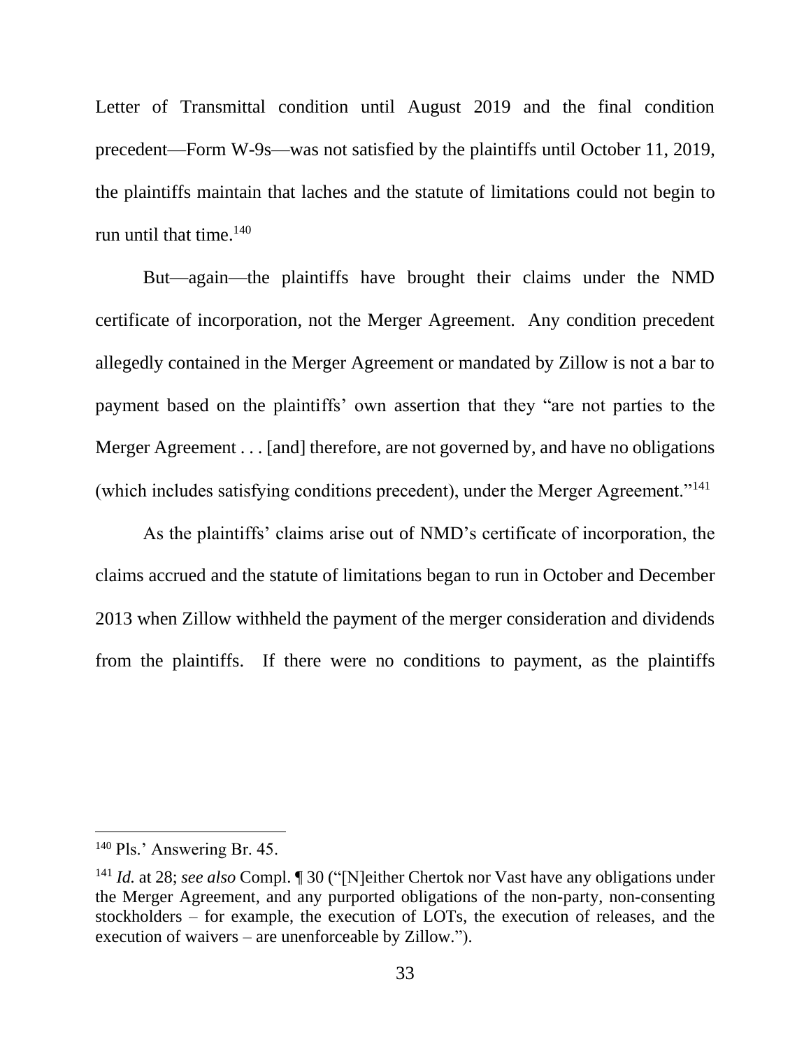Letter of Transmittal condition until August 2019 and the final condition precedent—Form W-9s—was not satisfied by the plaintiffs until October 11, 2019, the plaintiffs maintain that laches and the statute of limitations could not begin to run until that time.[140]

But—again—the plaintiffs have brought their claims under the NMD certificate of incorporation, not the Merger Agreement. Any condition precedent allegedly contained in the Merger Agreement or mandated by Zillow is not a bar to payment based on the plaintiffs' own assertion that they "are not parties to the Merger Agreement . . . [and] therefore, are not governed by, and have no obligations (which includes satisfying conditions precedent), under the Merger Agreement."[141]

As the plaintiffs' claims arise out of NMD's certificate of incorporation, the claims accrued and the statute of limitations began to run in October and December 2013 when Zillow withheld the payment of the merger consideration and dividends from the plaintiffs. If there were no conditions to payment, as the plaintiffs

---

[140] Pls.' Answering Br. 45.

[141] *Id.* at 28; *see also* Compl. ¶ 30 ("[N]either Chertok nor Vast have any obligations under the Merger Agreement, and any purported obligations of the non-party, non-consenting stockholders – for example, the execution of LOTs, the execution of releases, and the execution of waivers – are unenforceable by Zillow.").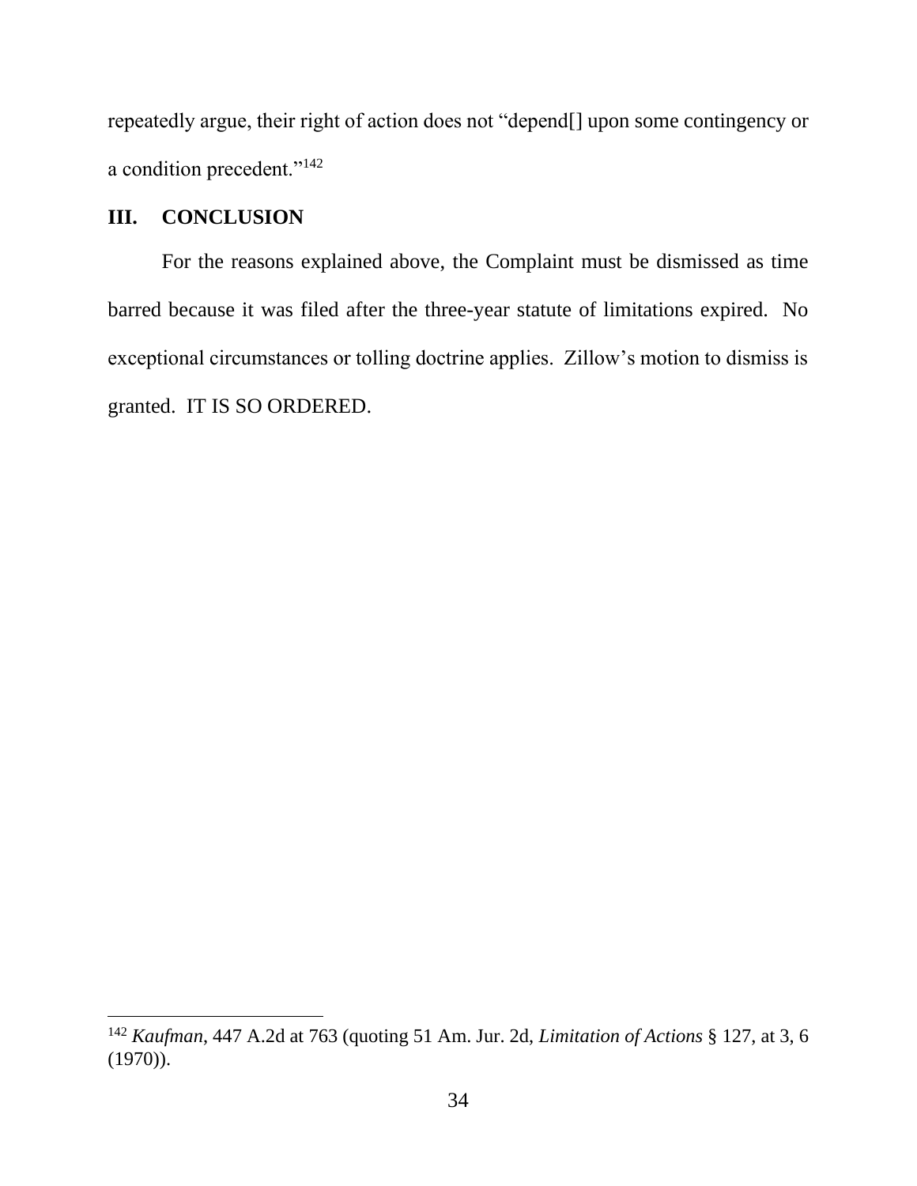repeatedly argue, their right of action does not "depend[] upon some contingency or a condition precedent."[142]

## III. CONCLUSION

For the reasons explained above, the Complaint must be dismissed as time barred because it was filed after the three-year statute of limitations expired. No exceptional circumstances or tolling doctrine applies. Zillow's motion to dismiss is granted. IT IS SO ORDERED.

---

[142] *Kaufman*, 447 A.2d at 763 (quoting 51 Am. Jur. 2d, *Limitation of Actions* § 127, at 3, 6 (1970)).